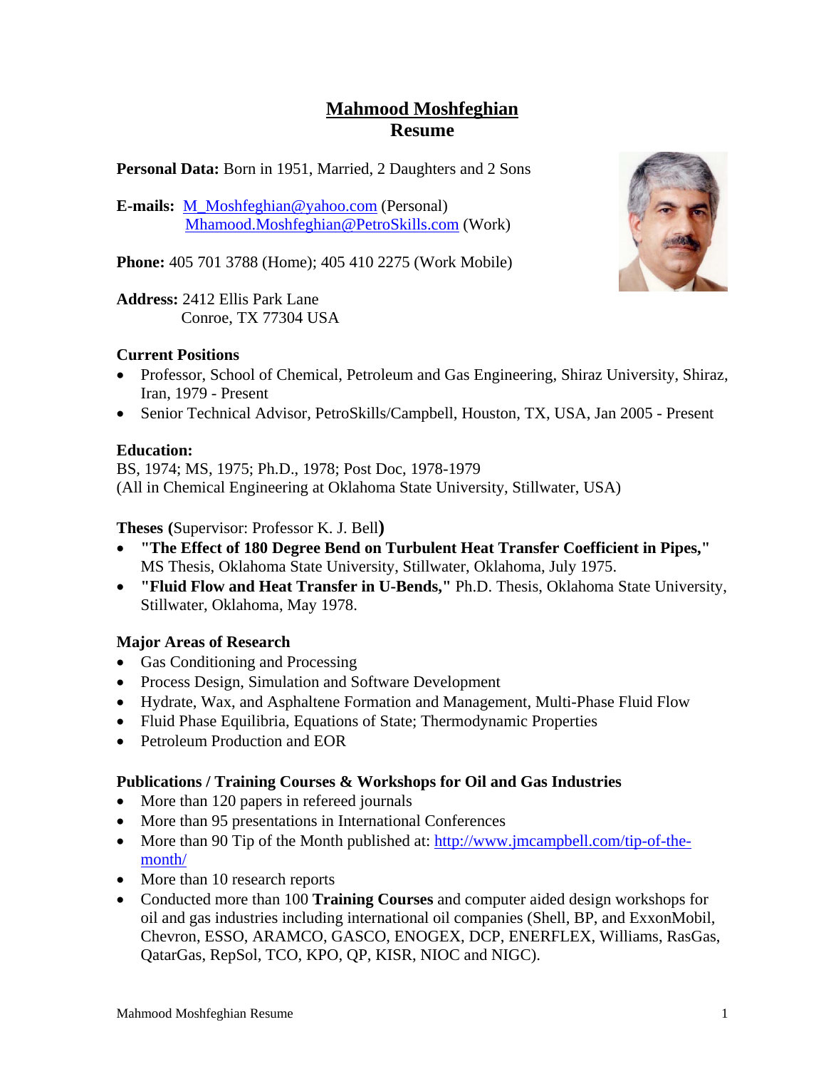# Mahmood Moshfeghian
## Resume

**Personal Data:** Born in 1951, Married, 2 Daughters and 2 Sons

**E-mails:** M_Moshfeghian@yahoo.com (Personal)
Mhamood.Moshfeghian@PetroSkills.com (Work)

**Phone:** 405 701 3788 (Home); 405 410 2275 (Work Mobile)

**Address:** 2412 Ellis Park Lane
Conroe, TX 77304 USA

### Current Positions

- Professor, School of Chemical, Petroleum and Gas Engineering, Shiraz University, Shiraz, Iran, 1979 - Present
- Senior Technical Advisor, PetroSkills/Campbell, Houston, TX, USA, Jan 2005 - Present

### Education:

BS, 1974; MS, 1975; Ph.D., 1978; Post Doc, 1978-1979
(All in Chemical Engineering at Oklahoma State University, Stillwater, USA)

### Theses (Supervisor: Professor K. J. Bell)

- **"The Effect of 180 Degree Bend on Turbulent Heat Transfer Coefficient in Pipes,"** MS Thesis, Oklahoma State University, Stillwater, Oklahoma, July 1975.
- **"Fluid Flow and Heat Transfer in U-Bends,"** Ph.D. Thesis, Oklahoma State University, Stillwater, Oklahoma, May 1978.

### Major Areas of Research

- Gas Conditioning and Processing
- Process Design, Simulation and Software Development
- Hydrate, Wax, and Asphaltene Formation and Management, Multi-Phase Fluid Flow
- Fluid Phase Equilibria, Equations of State; Thermodynamic Properties
- Petroleum Production and EOR

### Publications / Training Courses & Workshops for Oil and Gas Industries

- More than 120 papers in refereed journals
- More than 95 presentations in International Conferences
- More than 90 Tip of the Month published at: http://www.jmcampbell.com/tip-of-the-month/
- More than 10 research reports
- Conducted more than 100 **Training Courses** and computer aided design workshops for oil and gas industries including international oil companies (Shell, BP, and ExxonMobil, Chevron, ESSO, ARAMCO, GASCO, ENOGEX, DCP, ENERFLEX, Williams, RasGas, QatarGas, RepSol, TCO, KPO, QP, KISR, NIOC and NIGC).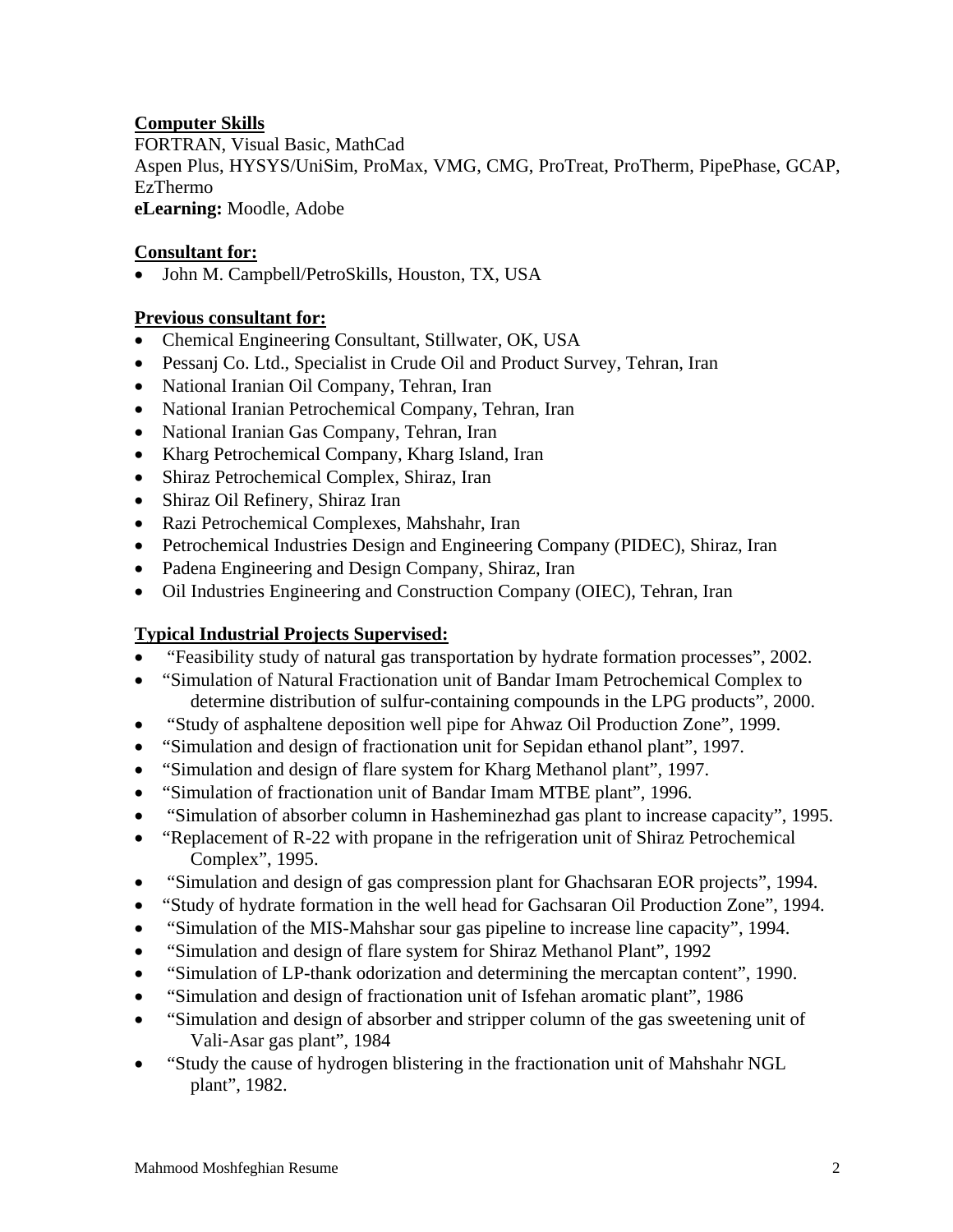**Computer Skills**

FORTRAN, Visual Basic, MathCad
Aspen Plus, HYSYS/UniSim, ProMax, VMG, CMG, ProTreat, ProTherm, PipePhase, GCAP, EzThermo
**eLearning:** Moodle, Adobe

**Consultant for:**

- John M. Campbell/PetroSkills, Houston, TX, USA

**Previous consultant for:**

- Chemical Engineering Consultant, Stillwater, OK, USA
- Pessanj Co. Ltd., Specialist in Crude Oil and Product Survey, Tehran, Iran
- National Iranian Oil Company, Tehran, Iran
- National Iranian Petrochemical Company, Tehran, Iran
- National Iranian Gas Company, Tehran, Iran
- Kharg Petrochemical Company, Kharg Island, Iran
- Shiraz Petrochemical Complex, Shiraz, Iran
- Shiraz Oil Refinery, Shiraz Iran
- Razi Petrochemical Complexes, Mahshahr, Iran
- Petrochemical Industries Design and Engineering Company (PIDEC), Shiraz, Iran
- Padena Engineering and Design Company, Shiraz, Iran
- Oil Industries Engineering and Construction Company (OIEC), Tehran, Iran

**Typical Industrial Projects Supervised:**

- "Feasibility study of natural gas transportation by hydrate formation processes", 2002.
- "Simulation of Natural Fractionation unit of Bandar Imam Petrochemical Complex to determine distribution of sulfur-containing compounds in the LPG products", 2000.
- "Study of asphaltene deposition well pipe for Ahwaz Oil Production Zone", 1999.
- "Simulation and design of fractionation unit for Sepidan ethanol plant", 1997.
- "Simulation and design of flare system for Kharg Methanol plant", 1997.
- "Simulation of fractionation unit of Bandar Imam MTBE plant", 1996.
- "Simulation of absorber column in Hasheminezhad gas plant to increase capacity", 1995.
- "Replacement of R-22 with propane in the refrigeration unit of Shiraz Petrochemical Complex", 1995.
- "Simulation and design of gas compression plant for Ghachsaran EOR projects", 1994.
- "Study of hydrate formation in the well head for Gachsaran Oil Production Zone", 1994.
- "Simulation of the MIS-Mahshar sour gas pipeline to increase line capacity", 1994.
- "Simulation and design of flare system for Shiraz Methanol Plant", 1992
- "Simulation of LP-thank odorization and determining the mercaptan content", 1990.
- "Simulation and design of fractionation unit of Isfehan aromatic plant", 1986
- "Simulation and design of absorber and stripper column of the gas sweetening unit of Vali-Asar gas plant", 1984
- "Study the cause of hydrogen blistering in the fractionation unit of Mahshahr NGL plant", 1982.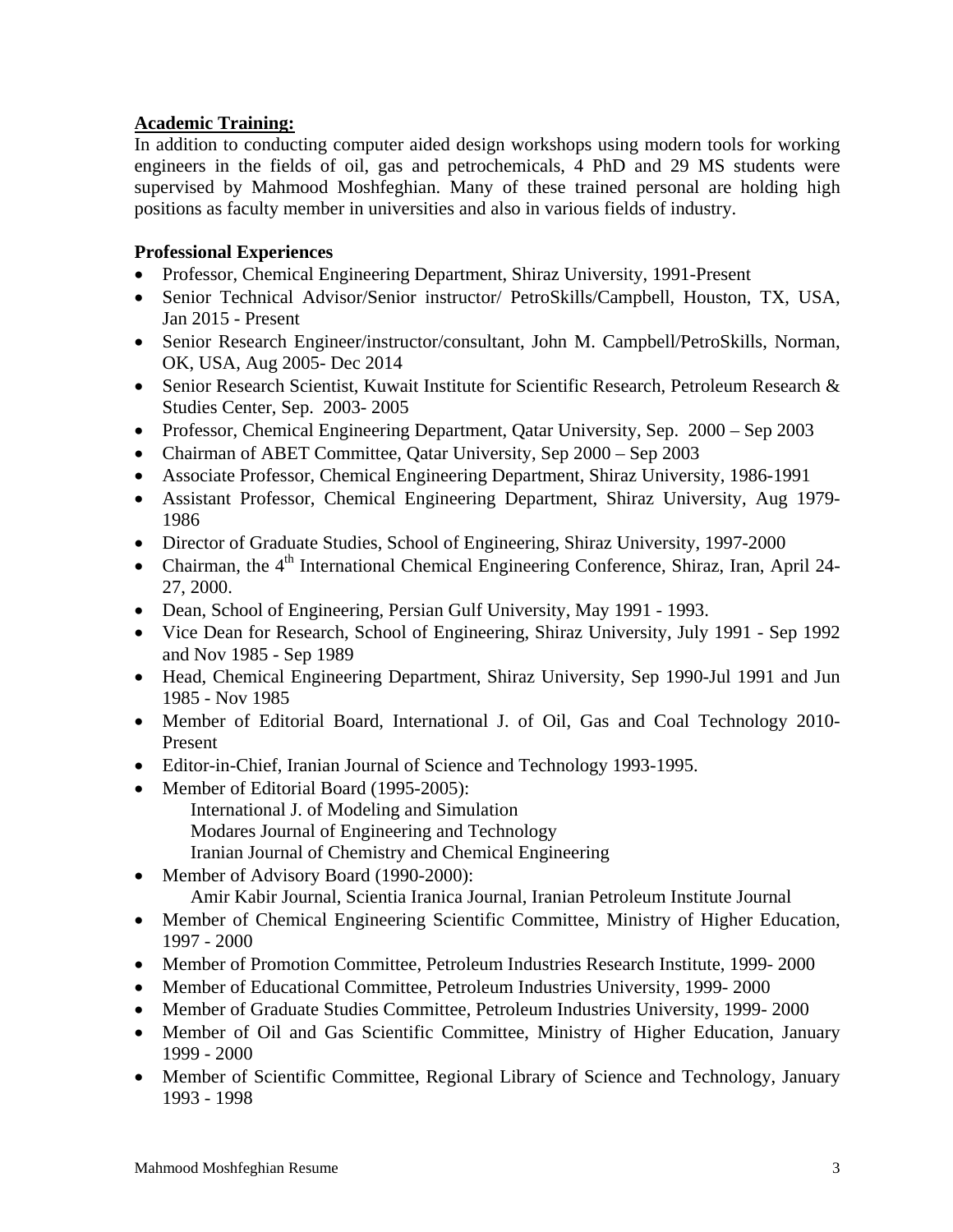**Academic Training:**

In addition to conducting computer aided design workshops using modern tools for working engineers in the fields of oil, gas and petrochemicals, 4 PhD and 29 MS students were supervised by Mahmood Moshfeghian. Many of these trained personal are holding high positions as faculty member in universities and also in various fields of industry.

**Professional Experiences**

- Professor, Chemical Engineering Department, Shiraz University, 1991-Present
- Senior Technical Advisor/Senior instructor/ PetroSkills/Campbell, Houston, TX, USA, Jan 2015 - Present
- Senior Research Engineer/instructor/consultant, John M. Campbell/PetroSkills, Norman, OK, USA, Aug 2005- Dec 2014
- Senior Research Scientist, Kuwait Institute for Scientific Research, Petroleum Research & Studies Center, Sep. 2003- 2005
- Professor, Chemical Engineering Department, Qatar University, Sep. 2000 – Sep 2003
- Chairman of ABET Committee, Qatar University, Sep 2000 – Sep 2003
- Associate Professor, Chemical Engineering Department, Shiraz University, 1986-1991
- Assistant Professor, Chemical Engineering Department, Shiraz University, Aug 1979-1986
- Director of Graduate Studies, School of Engineering, Shiraz University, 1997-2000
- Chairman, the 4th International Chemical Engineering Conference, Shiraz, Iran, April 24-27, 2000.
- Dean, School of Engineering, Persian Gulf University, May 1991 - 1993.
- Vice Dean for Research, School of Engineering, Shiraz University, July 1991 - Sep 1992 and Nov 1985 - Sep 1989
- Head, Chemical Engineering Department, Shiraz University, Sep 1990-Jul 1991 and Jun 1985 - Nov 1985
- Member of Editorial Board, International J. of Oil, Gas and Coal Technology 2010-Present
- Editor-in-Chief, Iranian Journal of Science and Technology 1993-1995.
- Member of Editorial Board (1995-2005):
  International J. of Modeling and Simulation
  Modares Journal of Engineering and Technology
  Iranian Journal of Chemistry and Chemical Engineering
- Member of Advisory Board (1990-2000):
  Amir Kabir Journal, Scientia Iranica Journal, Iranian Petroleum Institute Journal
- Member of Chemical Engineering Scientific Committee, Ministry of Higher Education, 1997 - 2000
- Member of Promotion Committee, Petroleum Industries Research Institute, 1999- 2000
- Member of Educational Committee, Petroleum Industries University, 1999- 2000
- Member of Graduate Studies Committee, Petroleum Industries University, 1999- 2000
- Member of Oil and Gas Scientific Committee, Ministry of Higher Education, January 1999 - 2000
- Member of Scientific Committee, Regional Library of Science and Technology, January 1993 - 1998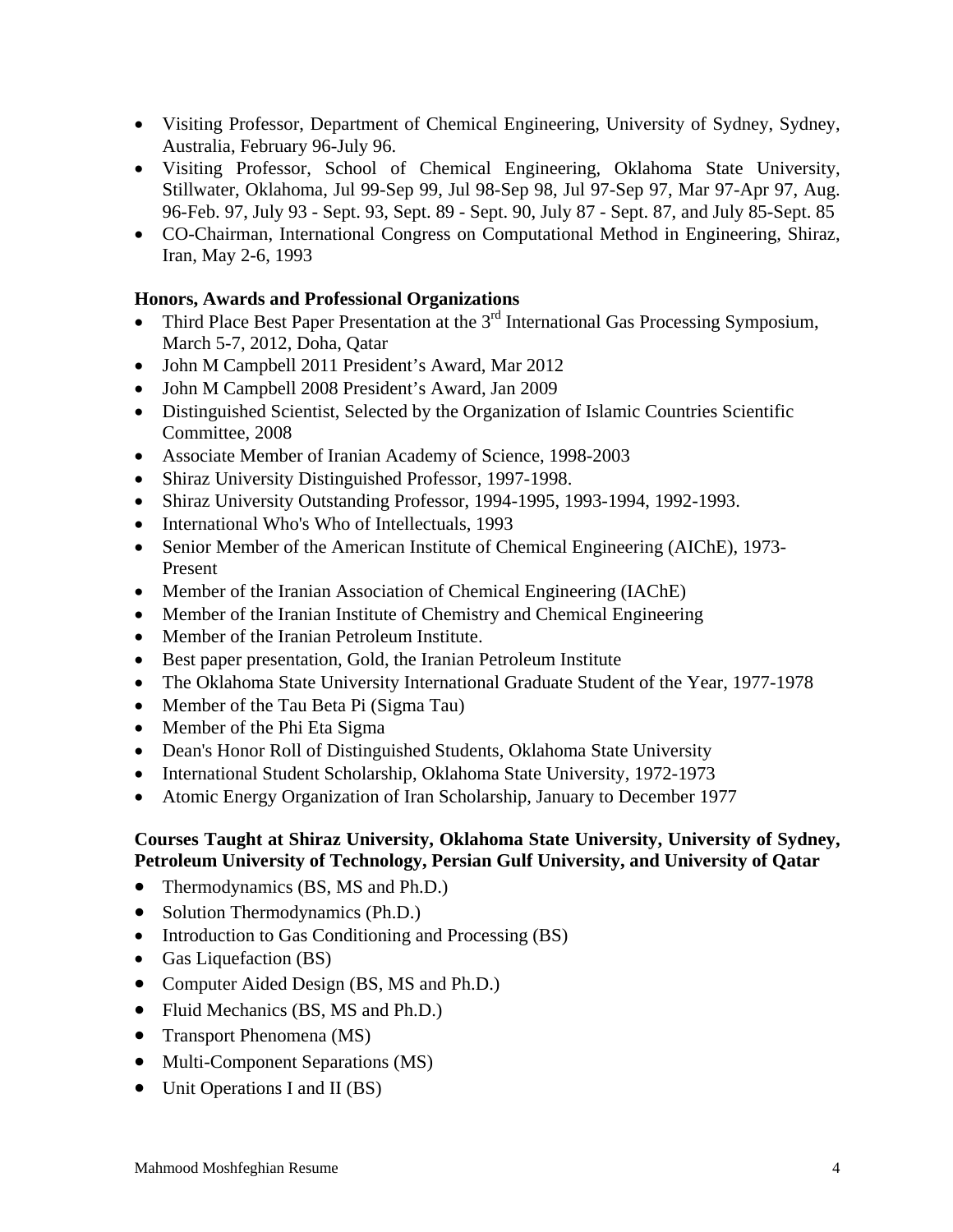- Visiting Professor, Department of Chemical Engineering, University of Sydney, Sydney, Australia, February 96-July 96.
- Visiting Professor, School of Chemical Engineering, Oklahoma State University, Stillwater, Oklahoma, Jul 99-Sep 99, Jul 98-Sep 98, Jul 97-Sep 97, Mar 97-Apr 97, Aug. 96-Feb. 97, July 93 - Sept. 93, Sept. 89 - Sept. 90, July 87 - Sept. 87, and July 85-Sept. 85
- CO-Chairman, International Congress on Computational Method in Engineering, Shiraz, Iran, May 2-6, 1993

**Honors, Awards and Professional Organizations**

- Third Place Best Paper Presentation at the 3rd International Gas Processing Symposium, March 5-7, 2012, Doha, Qatar
- John M Campbell 2011 President's Award, Mar 2012
- John M Campbell 2008 President's Award, Jan 2009
- Distinguished Scientist, Selected by the Organization of Islamic Countries Scientific Committee, 2008
- Associate Member of Iranian Academy of Science, 1998-2003
- Shiraz University Distinguished Professor, 1997-1998.
- Shiraz University Outstanding Professor, 1994-1995, 1993-1994, 1992-1993.
- International Who's Who of Intellectuals, 1993
- Senior Member of the American Institute of Chemical Engineering (AIChE), 1973-Present
- Member of the Iranian Association of Chemical Engineering (IAChE)
- Member of the Iranian Institute of Chemistry and Chemical Engineering
- Member of the Iranian Petroleum Institute.
- Best paper presentation, Gold, the Iranian Petroleum Institute
- The Oklahoma State University International Graduate Student of the Year, 1977-1978
- Member of the Tau Beta Pi (Sigma Tau)
- Member of the Phi Eta Sigma
- Dean's Honor Roll of Distinguished Students, Oklahoma State University
- International Student Scholarship, Oklahoma State University, 1972-1973
- Atomic Energy Organization of Iran Scholarship, January to December 1977

**Courses Taught at Shiraz University, Oklahoma State University, University of Sydney, Petroleum University of Technology, Persian Gulf University, and University of Qatar**

- Thermodynamics (BS, MS and Ph.D.)
- Solution Thermodynamics (Ph.D.)
- Introduction to Gas Conditioning and Processing (BS)
- Gas Liquefaction (BS)
- Computer Aided Design (BS, MS and Ph.D.)
- Fluid Mechanics (BS, MS and Ph.D.)
- Transport Phenomena (MS)
- Multi-Component Separations (MS)
- Unit Operations I and II (BS)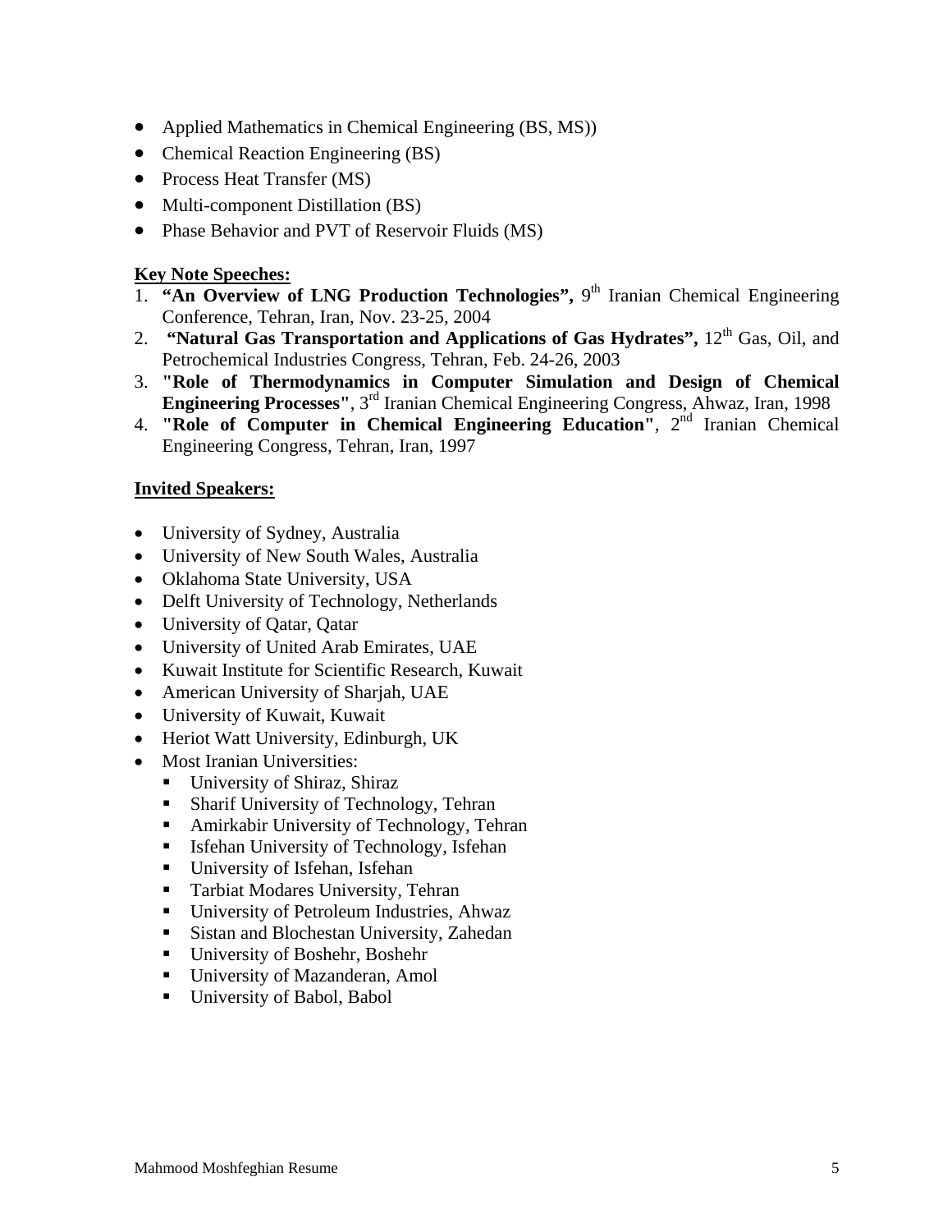- Applied Mathematics in Chemical Engineering (BS, MS))
- Chemical Reaction Engineering (BS)
- Process Heat Transfer (MS)
- Multi-component Distillation (BS)
- Phase Behavior and PVT of Reservoir Fluids (MS)

**Key Note Speeches:**

1. **"An Overview of LNG Production Technologies",** 9th Iranian Chemical Engineering Conference, Tehran, Iran, Nov. 23-25, 2004
2. **"Natural Gas Transportation and Applications of Gas Hydrates",** 12th Gas, Oil, and Petrochemical Industries Congress, Tehran, Feb. 24-26, 2003
3. **"Role of Thermodynamics in Computer Simulation and Design of Chemical Engineering Processes"**, 3rd Iranian Chemical Engineering Congress, Ahwaz, Iran, 1998
4. **"Role of Computer in Chemical Engineering Education"**, 2nd Iranian Chemical Engineering Congress, Tehran, Iran, 1997

**Invited Speakers:**

- University of Sydney, Australia
- University of New South Wales, Australia
- Oklahoma State University, USA
- Delft University of Technology, Netherlands
- University of Qatar, Qatar
- University of United Arab Emirates, UAE
- Kuwait Institute for Scientific Research, Kuwait
- American University of Sharjah, UAE
- University of Kuwait, Kuwait
- Heriot Watt University, Edinburgh, UK
- Most Iranian Universities:
  - University of Shiraz, Shiraz
  - Sharif University of Technology, Tehran
  - Amirkabir University of Technology, Tehran
  - Isfehan University of Technology, Isfehan
  - University of Isfehan, Isfehan
  - Tarbiat Modares University, Tehran
  - University of Petroleum Industries, Ahwaz
  - Sistan and Blochestan University, Zahedan
  - University of Boshehr, Boshehr
  - University of Mazanderan, Amol
  - University of Babol, Babol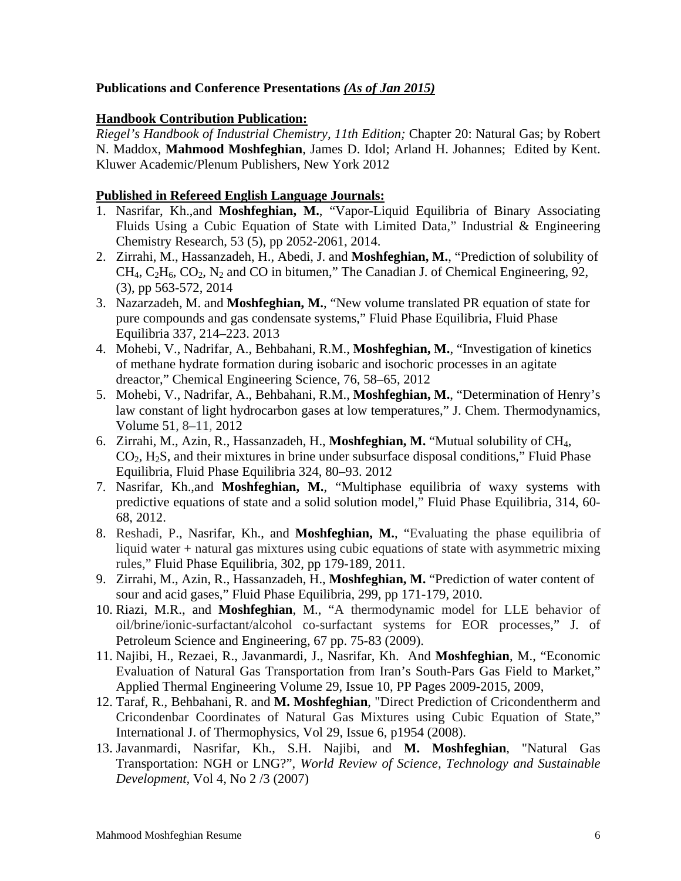**Publications and Conference Presentations** ***(As of Jan 2015)***

**Handbook Contribution Publication:**

*Riegel's Handbook of Industrial Chemistry, 11th Edition;* Chapter 20: Natural Gas; by Robert N. Maddox, **Mahmood Moshfeghian**, James D. Idol; Arland H. Johannes; Edited by Kent. Kluwer Academic/Plenum Publishers, New York 2012

**Published in Refereed English Language Journals:**

1. Nasrifar, Kh.,and **Moshfeghian, M.**, "Vapor-Liquid Equilibria of Binary Associating Fluids Using a Cubic Equation of State with Limited Data," Industrial & Engineering Chemistry Research, 53 (5), pp 2052-2061, 2014.
2. Zirrahi, M., Hassanzadeh, H., Abedi, J. and **Moshfeghian, M.**, "Prediction of solubility of $CH_4$, $C_2H_6$, $CO_2$, $N_2$ and CO in bitumen," The Canadian J. of Chemical Engineering, 92, (3), pp 563-572, 2014
3. Nazarzadeh, M. and **Moshfeghian, M.**, "New volume translated PR equation of state for pure compounds and gas condensate systems," Fluid Phase Equilibria, Fluid Phase Equilibria 337, 214–223. 2013
4. Mohebi, V., Nadrifar, A., Behbahani, R.M., **Moshfeghian, M.**, "Investigation of kinetics of methane hydrate formation during isobaric and isochoric processes in an agitate dreactor," Chemical Engineering Science, 76, 58–65, 2012
5. Mohebi, V., Nadrifar, A., Behbahani, R.M., **Moshfeghian, M.**, "Determination of Henry's law constant of light hydrocarbon gases at low temperatures," J. Chem. Thermodynamics, Volume 51, 8–11, 2012
6. Zirrahi, M., Azin, R., Hassanzadeh, H., **Moshfeghian, M.** "Mutual solubility of $CH_4$, $CO_2$, $H_2S$, and their mixtures in brine under subsurface disposal conditions," Fluid Phase Equilibria, Fluid Phase Equilibria 324, 80–93. 2012
7. Nasrifar, Kh.,and **Moshfeghian, M.**, "Multiphase equilibria of waxy systems with predictive equations of state and a solid solution model," Fluid Phase Equilibria, 314, 60-68, 2012.
8. Reshadi, P., Nasrifar, Kh., and **Moshfeghian, M.**, "Evaluating the phase equilibria of liquid water + natural gas mixtures using cubic equations of state with asymmetric mixing rules," Fluid Phase Equilibria, 302, pp 179-189, 2011.
9. Zirrahi, M., Azin, R., Hassanzadeh, H., **Moshfeghian, M.** "Prediction of water content of sour and acid gases," Fluid Phase Equilibria, 299, pp 171-179, 2010.
10. Riazi, M.R., and **Moshfeghian**, M., "A thermodynamic model for LLE behavior of oil/brine/ionic-surfactant/alcohol co-surfactant systems for EOR processes," J. of Petroleum Science and Engineering, 67 pp. 75-83 (2009).
11. Najibi, H., Rezaei, R., Javanmardi, J., Nasrifar, Kh. And **Moshfeghian**, M., "Economic Evaluation of Natural Gas Transportation from Iran's South-Pars Gas Field to Market," Applied Thermal Engineering Volume 29, Issue 10, PP Pages 2009-2015, 2009,
12. Taraf, R., Behbahani, R. and **M. Moshfeghian**, "Direct Prediction of Cricondentherm and Cricondenbar Coordinates of Natural Gas Mixtures using Cubic Equation of State," International J. of Thermophysics, Vol 29, Issue 6, p1954 (2008).
13. Javanmardi, Nasrifar, Kh., S.H. Najibi, and **M. Moshfeghian**, "Natural Gas Transportation: NGH or LNG?", *World Review of Science, Technology and Sustainable Development*, Vol 4, No 2 /3 (2007)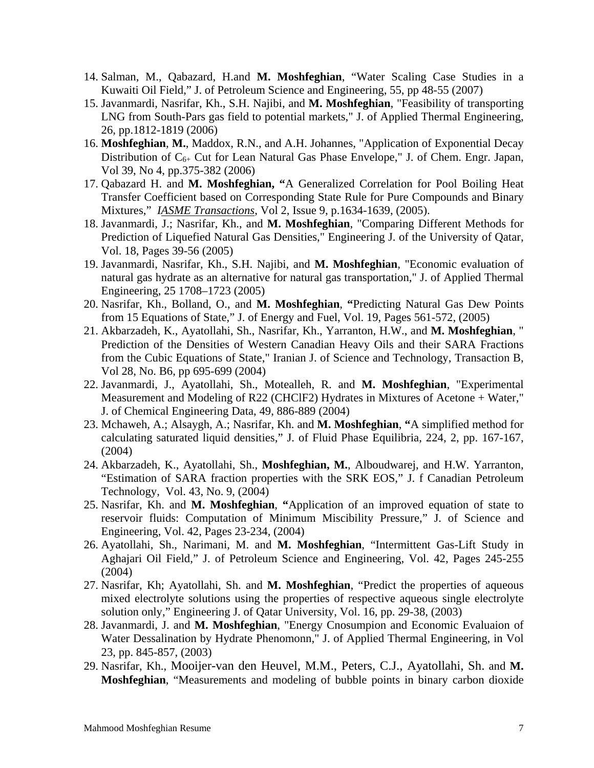14. Salman, M., Qabazard, H.and **M. Moshfeghian**, “Water Scaling Case Studies in a Kuwaiti Oil Field,” J. of Petroleum Science and Engineering, 55, pp 48-55 (2007)
15. Javanmardi, Nasrifar, Kh., S.H. Najibi, and **M. Moshfeghian**, "Feasibility of transporting LNG from South-Pars gas field to potential markets," J. of Applied Thermal Engineering, 26, pp.1812-1819 (2006)
16. **Moshfeghian**, **M.**, Maddox, R.N., and A.H. Johannes, "Application of Exponential Decay Distribution of $C_{6+}$ Cut for Lean Natural Gas Phase Envelope," J. of Chem. Engr. Japan, Vol 39, No 4, pp.375-382 (2006)
17. Qabazard H. and **M. Moshfeghian, “**A Generalized Correlation for Pool Boiling Heat Transfer Coefficient based on Corresponding State Rule for Pure Compounds and Binary Mixtures,” *IASME Transactions*, Vol 2, Issue 9, p.1634-1639, (2005).
18. Javanmardi, J.; Nasrifar, Kh., and **M. Moshfeghian**, "Comparing Different Methods for Prediction of Liquefied Natural Gas Densities," Engineering J. of the University of Qatar, Vol. 18, Pages 39-56 (2005)
19. Javanmardi, Nasrifar, Kh., S.H. Najibi, and **M. Moshfeghian**, "Economic evaluation of natural gas hydrate as an alternative for natural gas transportation," J. of Applied Thermal Engineering, 25 1708–1723 (2005)
20. Nasrifar, Kh., Bolland, O., and **M. Moshfeghian**, **“**Predicting Natural Gas Dew Points from 15 Equations of State,” J. of Energy and Fuel, Vol. 19, Pages 561-572, (2005)
21. Akbarzadeh, K., Ayatollahi, Sh., Nasrifar, Kh., Yarranton, H.W., and **M. Moshfeghian**, " Prediction of the Densities of Western Canadian Heavy Oils and their SARA Fractions from the Cubic Equations of State," Iranian J. of Science and Technology, Transaction B, Vol 28, No. B6, pp 695-699 (2004)
22. Javanmardi, J., Ayatollahi, Sh., Motealleh, R. and **M. Moshfeghian**, "Experimental Measurement and Modeling of R22 ($CHClF2$) Hydrates in Mixtures of Acetone + Water," J. of Chemical Engineering Data, 49, 886-889 (2004)
23. Mchaweh, A.; Alsaygh, A.; Nasrifar, Kh. and **M. Moshfeghian**, **“**A simplified method for calculating saturated liquid densities,” J. of Fluid Phase Equilibria, 224, 2, pp. 167-167, (2004)
24. Akbarzadeh, K., Ayatollahi, Sh., **Moshfeghian, M.**, Alboudwarej, and H.W. Yarranton, “Estimation of SARA fraction properties with the SRK EOS,” J. f Canadian Petroleum Technology, Vol. 43, No. 9, (2004)
25. Nasrifar, Kh. and **M. Moshfeghian**, **“**Application of an improved equation of state to reservoir fluids: Computation of Minimum Miscibility Pressure,” J. of Science and Engineering, Vol. 42, Pages 23-234, (2004)
26. Ayatollahi, Sh., Narimani, M. and **M. Moshfeghian**, “Intermittent Gas-Lift Study in Aghajari Oil Field,” J. of Petroleum Science and Engineering, Vol. 42, Pages 245-255 (2004)
27. Nasrifar, Kh; Ayatollahi, Sh. and **M. Moshfeghian**, “Predict the properties of aqueous mixed electrolyte solutions using the properties of respective aqueous single electrolyte solution only,” Engineering J. of Qatar University, Vol. 16, pp. 29-38, (2003)
28. Javanmardi, J. and **M. Moshfeghian**, "Energy Cnosumpion and Economic Evaluaion of Water Dessalination by Hydrate Phenomonn," J. of Applied Thermal Engineering, in Vol 23, pp. 845-857, (2003)
29. Nasrifar, Kh., Mooijer-van den Heuvel, M.M., Peters, C.J., Ayatollahi, Sh. and **M. Moshfeghian**, “Measurements and modeling of bubble points in binary carbon dioxide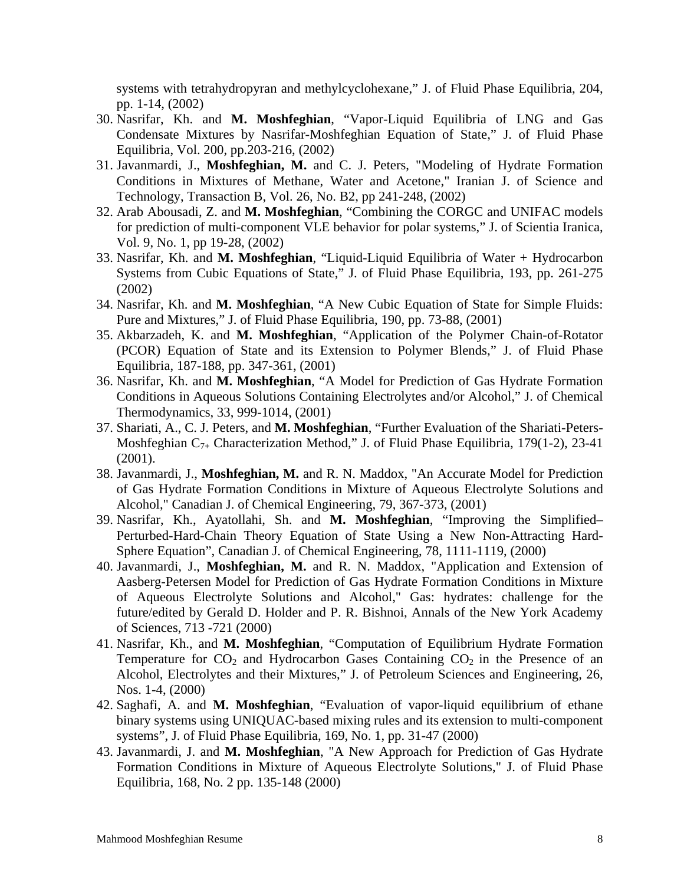systems with tetrahydropyran and methylcyclohexane," J. of Fluid Phase Equilibria, 204, pp. 1-14, (2002)

30. Nasrifar, Kh. and **M. Moshfeghian**, "Vapor-Liquid Equilibria of LNG and Gas Condensate Mixtures by Nasrifar-Moshfeghian Equation of State," J. of Fluid Phase Equilibria, Vol. 200, pp.203-216, (2002)
31. Javanmardi, J., **Moshfeghian, M.** and C. J. Peters, "Modeling of Hydrate Formation Conditions in Mixtures of Methane, Water and Acetone," Iranian J. of Science and Technology, Transaction B, Vol. 26, No. B2, pp 241-248, (2002)
32. Arab Abousadi, Z. and **M. Moshfeghian**, "Combining the CORGC and UNIFAC models for prediction of multi-component VLE behavior for polar systems," J. of Scientia Iranica, Vol. 9, No. 1, pp 19-28, (2002)
33. Nasrifar, Kh. and **M. Moshfeghian**, "Liquid-Liquid Equilibria of Water + Hydrocarbon Systems from Cubic Equations of State," J. of Fluid Phase Equilibria, 193, pp. 261-275 (2002)
34. Nasrifar, Kh. and **M. Moshfeghian**, "A New Cubic Equation of State for Simple Fluids: Pure and Mixtures," J. of Fluid Phase Equilibria, 190, pp. 73-88, (2001)
35. Akbarzadeh, K. and **M. Moshfeghian**, "Application of the Polymer Chain-of-Rotator (PCOR) Equation of State and its Extension to Polymer Blends," J. of Fluid Phase Equilibria, 187-188, pp. 347-361, (2001)
36. Nasrifar, Kh. and **M. Moshfeghian**, "A Model for Prediction of Gas Hydrate Formation Conditions in Aqueous Solutions Containing Electrolytes and/or Alcohol," J. of Chemical Thermodynamics, 33, 999-1014, (2001)
37. Shariati, A., C. J. Peters, and **M. Moshfeghian**, "Further Evaluation of the Shariati-Peters-Moshfeghian $C_{7+}$ Characterization Method," J. of Fluid Phase Equilibria, 179(1-2), 23-41 (2001).
38. Javanmardi, J., **Moshfeghian, M.** and R. N. Maddox, "An Accurate Model for Prediction of Gas Hydrate Formation Conditions in Mixture of Aqueous Electrolyte Solutions and Alcohol," Canadian J. of Chemical Engineering, 79, 367-373, (2001)
39. Nasrifar, Kh., Ayatollahi, Sh. and **M. Moshfeghian**, "Improving the Simplified–Perturbed-Hard-Chain Theory Equation of State Using a New Non-Attracting Hard-Sphere Equation", Canadian J. of Chemical Engineering, 78, 1111-1119, (2000)
40. Javanmardi, J., **Moshfeghian, M.** and R. N. Maddox, "Application and Extension of Aasberg-Petersen Model for Prediction of Gas Hydrate Formation Conditions in Mixture of Aqueous Electrolyte Solutions and Alcohol," Gas: hydrates: challenge for the future/edited by Gerald D. Holder and P. R. Bishnoi, Annals of the New York Academy of Sciences, 713 -721 (2000)
41. Nasrifar, Kh., and **M. Moshfeghian**, "Computation of Equilibrium Hydrate Formation Temperature for $CO_2$ and Hydrocarbon Gases Containing $CO_2$ in the Presence of an Alcohol, Electrolytes and their Mixtures," J. of Petroleum Sciences and Engineering, 26, Nos. 1-4, (2000)
42. Saghafi, A. and **M. Moshfeghian**, "Evaluation of vapor-liquid equilibrium of ethane binary systems using UNIQUAC-based mixing rules and its extension to multi-component systems", J. of Fluid Phase Equilibria, 169, No. 1, pp. 31-47 (2000)
43. Javanmardi, J. and **M. Moshfeghian**, "A New Approach for Prediction of Gas Hydrate Formation Conditions in Mixture of Aqueous Electrolyte Solutions," J. of Fluid Phase Equilibria, 168, No. 2 pp. 135-148 (2000)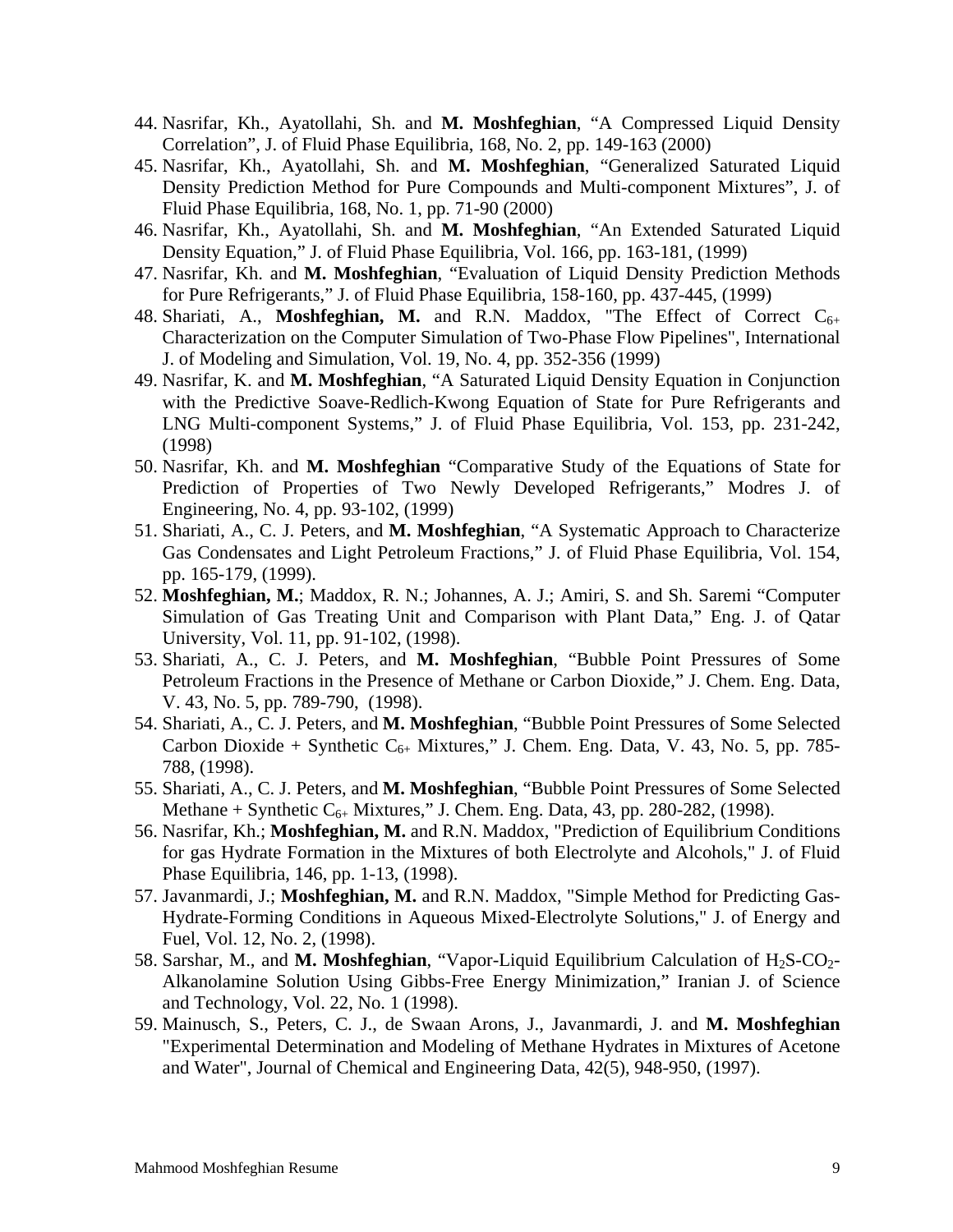44. Nasrifar, Kh., Ayatollahi, Sh. and **M. Moshfeghian**, "A Compressed Liquid Density Correlation", J. of Fluid Phase Equilibria, 168, No. 2, pp. 149-163 (2000)
45. Nasrifar, Kh., Ayatollahi, Sh. and **M. Moshfeghian**, "Generalized Saturated Liquid Density Prediction Method for Pure Compounds and Multi-component Mixtures", J. of Fluid Phase Equilibria, 168, No. 1, pp. 71-90 (2000)
46. Nasrifar, Kh., Ayatollahi, Sh. and **M. Moshfeghian**, "An Extended Saturated Liquid Density Equation," J. of Fluid Phase Equilibria, Vol. 166, pp. 163-181, (1999)
47. Nasrifar, Kh. and **M. Moshfeghian**, "Evaluation of Liquid Density Prediction Methods for Pure Refrigerants," J. of Fluid Phase Equilibria, 158-160, pp. 437-445, (1999)
48. Shariati, A., **Moshfeghian, M.** and R.N. Maddox, "The Effect of Correct $C_{6+}$ Characterization on the Computer Simulation of Two-Phase Flow Pipelines", International J. of Modeling and Simulation, Vol. 19, No. 4, pp. 352-356 (1999)
49. Nasrifar, K. and **M. Moshfeghian**, "A Saturated Liquid Density Equation in Conjunction with the Predictive Soave-Redlich-Kwong Equation of State for Pure Refrigerants and LNG Multi-component Systems," J. of Fluid Phase Equilibria, Vol. 153, pp. 231-242, (1998)
50. Nasrifar, Kh. and **M. Moshfeghian** "Comparative Study of the Equations of State for Prediction of Properties of Two Newly Developed Refrigerants," Modres J. of Engineering, No. 4, pp. 93-102, (1999)
51. Shariati, A., C. J. Peters, and **M. Moshfeghian**, "A Systematic Approach to Characterize Gas Condensates and Light Petroleum Fractions," J. of Fluid Phase Equilibria, Vol. 154, pp. 165-179, (1999).
52. **Moshfeghian, M.**; Maddox, R. N.; Johannes, A. J.; Amiri, S. and Sh. Saremi "Computer Simulation of Gas Treating Unit and Comparison with Plant Data," Eng. J. of Qatar University, Vol. 11, pp. 91-102, (1998).
53. Shariati, A., C. J. Peters, and **M. Moshfeghian**, "Bubble Point Pressures of Some Petroleum Fractions in the Presence of Methane or Carbon Dioxide," J. Chem. Eng. Data, V. 43, No. 5, pp. 789-790, (1998).
54. Shariati, A., C. J. Peters, and **M. Moshfeghian**, "Bubble Point Pressures of Some Selected Carbon Dioxide + Synthetic $C_{6+}$ Mixtures," J. Chem. Eng. Data, V. 43, No. 5, pp. 785-788, (1998).
55. Shariati, A., C. J. Peters, and **M. Moshfeghian**, "Bubble Point Pressures of Some Selected Methane + Synthetic $C_{6+}$ Mixtures," J. Chem. Eng. Data, 43, pp. 280-282, (1998).
56. Nasrifar, Kh.; **Moshfeghian, M.** and R.N. Maddox, "Prediction of Equilibrium Conditions for gas Hydrate Formation in the Mixtures of both Electrolyte and Alcohols," J. of Fluid Phase Equilibria, 146, pp. 1-13, (1998).
57. Javanmardi, J.; **Moshfeghian, M.** and R.N. Maddox, "Simple Method for Predicting Gas-Hydrate-Forming Conditions in Aqueous Mixed-Electrolyte Solutions," J. of Energy and Fuel, Vol. 12, No. 2, (1998).
58. Sarshar, M., and **M. Moshfeghian**, "Vapor-Liquid Equilibrium Calculation of $H_2S$-$CO_2$-Alkanolamine Solution Using Gibbs-Free Energy Minimization," Iranian J. of Science and Technology, Vol. 22, No. 1 (1998).
59. Mainusch, S., Peters, C. J., de Swaan Arons, J., Javanmardi, J. and **M. Moshfeghian** "Experimental Determination and Modeling of Methane Hydrates in Mixtures of Acetone and Water", Journal of Chemical and Engineering Data, 42(5), 948-950, (1997).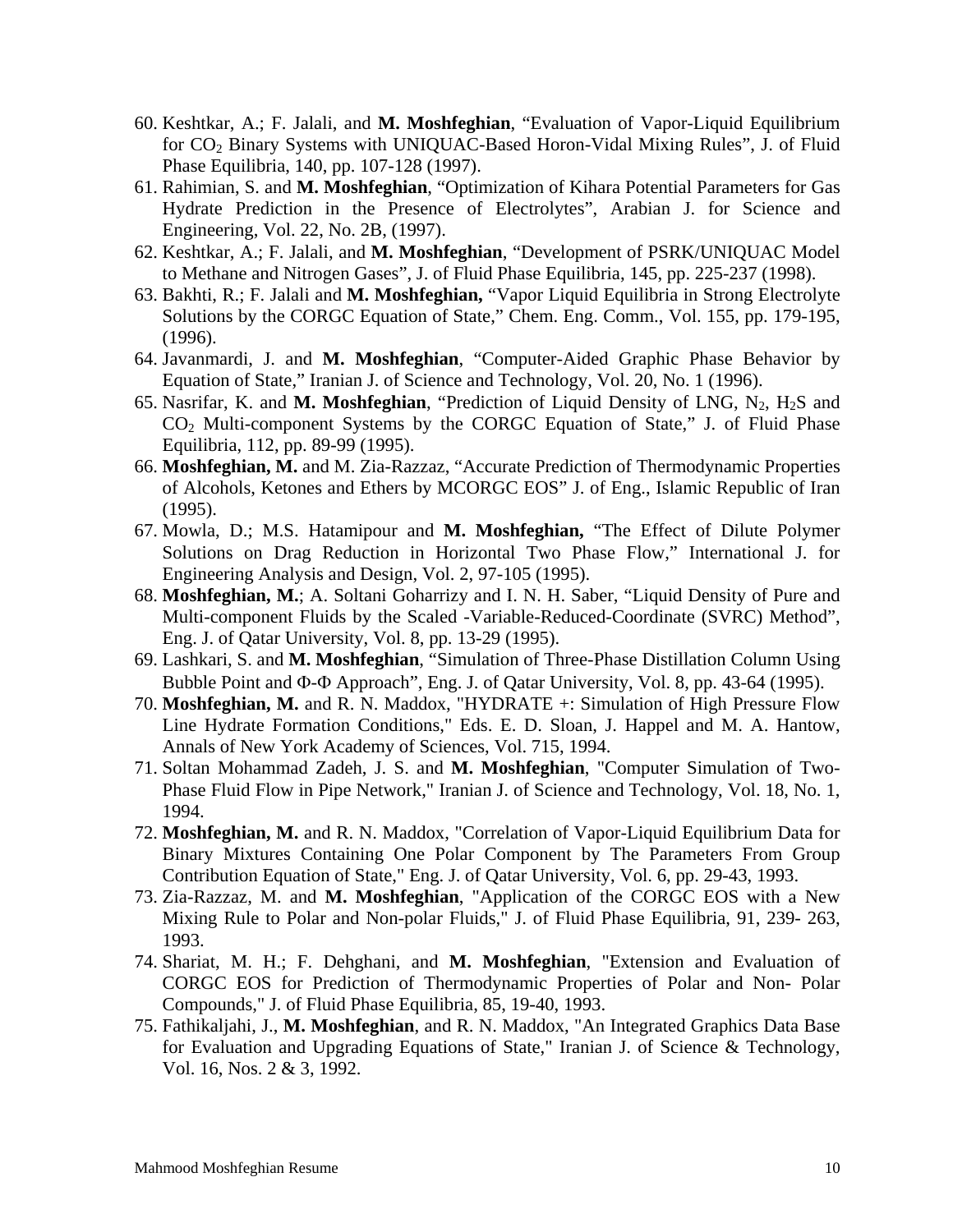60. Keshtkar, A.; F. Jalali, and **M. Moshfeghian**, "Evaluation of Vapor-Liquid Equilibrium for $CO_2$ Binary Systems with UNIQUAC-Based Horon-Vidal Mixing Rules", J. of Fluid Phase Equilibria, 140, pp. 107-128 (1997).
61. Rahimian, S. and **M. Moshfeghian**, "Optimization of Kihara Potential Parameters for Gas Hydrate Prediction in the Presence of Electrolytes", Arabian J. for Science and Engineering, Vol. 22, No. 2B, (1997).
62. Keshtkar, A.; F. Jalali, and **M. Moshfeghian**, "Development of PSRK/UNIQUAC Model to Methane and Nitrogen Gases", J. of Fluid Phase Equilibria, 145, pp. 225-237 (1998).
63. Bakhti, R.; F. Jalali and **M. Moshfeghian,** "Vapor Liquid Equilibria in Strong Electrolyte Solutions by the CORGC Equation of State," Chem. Eng. Comm., Vol. 155, pp. 179-195, (1996).
64. Javanmardi, J. and **M. Moshfeghian**, "Computer-Aided Graphic Phase Behavior by Equation of State," Iranian J. of Science and Technology, Vol. 20, No. 1 (1996).
65. Nasrifar, K. and **M. Moshfeghian**, "Prediction of Liquid Density of LNG, $N_2$, $H_2S$ and $CO_2$ Multi-component Systems by the CORGC Equation of State," J. of Fluid Phase Equilibria, 112, pp. 89-99 (1995).
66. **Moshfeghian, M.** and M. Zia-Razzaz, "Accurate Prediction of Thermodynamic Properties of Alcohols, Ketones and Ethers by MCORGC EOS" J. of Eng., Islamic Republic of Iran (1995).
67. Mowla, D.; M.S. Hatamipour and **M. Moshfeghian,** "The Effect of Dilute Polymer Solutions on Drag Reduction in Horizontal Two Phase Flow," International J. for Engineering Analysis and Design, Vol. 2, 97-105 (1995).
68. **Moshfeghian, M.**; A. Soltani Goharrizy and I. N. H. Saber, "Liquid Density of Pure and Multi-component Fluids by the Scaled -Variable-Reduced-Coordinate (SVRC) Method", Eng. J. of Qatar University, Vol. 8, pp. 13-29 (1995).
69. Lashkari, S. and **M. Moshfeghian**, "Simulation of Three-Phase Distillation Column Using Bubble Point and $\Phi$-$\Phi$ Approach", Eng. J. of Qatar University, Vol. 8, pp. 43-64 (1995).
70. **Moshfeghian, M.** and R. N. Maddox, "HYDRATE +: Simulation of High Pressure Flow Line Hydrate Formation Conditions," Eds. E. D. Sloan, J. Happel and M. A. Hantow, Annals of New York Academy of Sciences, Vol. 715, 1994.
71. Soltan Mohammad Zadeh, J. S. and **M. Moshfeghian**, "Computer Simulation of Two-Phase Fluid Flow in Pipe Network," Iranian J. of Science and Technology, Vol. 18, No. 1, 1994.
72. **Moshfeghian, M.** and R. N. Maddox, "Correlation of Vapor-Liquid Equilibrium Data for Binary Mixtures Containing One Polar Component by The Parameters From Group Contribution Equation of State," Eng. J. of Qatar University, Vol. 6, pp. 29-43, 1993.
73. Zia-Razzaz, M. and **M. Moshfeghian**, "Application of the CORGC EOS with a New Mixing Rule to Polar and Non-polar Fluids," J. of Fluid Phase Equilibria, 91, 239- 263, 1993.
74. Shariat, M. H.; F. Dehghani, and **M. Moshfeghian**, "Extension and Evaluation of CORGC EOS for Prediction of Thermodynamic Properties of Polar and Non- Polar Compounds," J. of Fluid Phase Equilibria, 85, 19-40, 1993.
75. Fathikaljahi, J., **M. Moshfeghian**, and R. N. Maddox, "An Integrated Graphics Data Base for Evaluation and Upgrading Equations of State," Iranian J. of Science & Technology, Vol. 16, Nos. 2 & 3, 1992.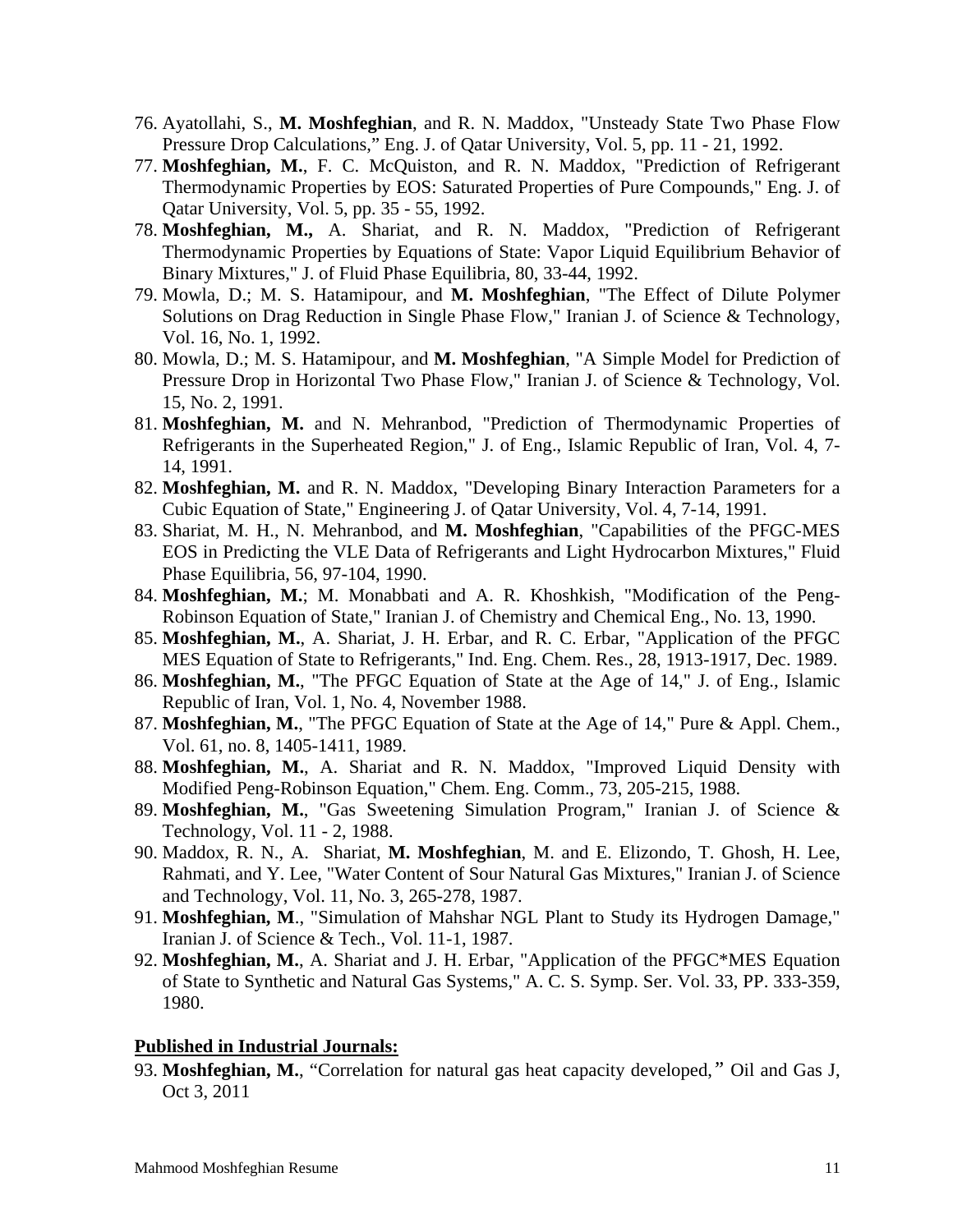76. Ayatollahi, S., **M. Moshfeghian**, and R. N. Maddox, "Unsteady State Two Phase Flow Pressure Drop Calculations," Eng. J. of Qatar University, Vol. 5, pp. 11 - 21, 1992.
77. **Moshfeghian, M.**, F. C. McQuiston, and R. N. Maddox, "Prediction of Refrigerant Thermodynamic Properties by EOS: Saturated Properties of Pure Compounds," Eng. J. of Qatar University, Vol. 5, pp. 35 - 55, 1992.
78. **Moshfeghian, M.,** A. Shariat, and R. N. Maddox, "Prediction of Refrigerant Thermodynamic Properties by Equations of State: Vapor Liquid Equilibrium Behavior of Binary Mixtures," J. of Fluid Phase Equilibria, 80, 33-44, 1992.
79. Mowla, D.; M. S. Hatamipour, and **M. Moshfeghian**, "The Effect of Dilute Polymer Solutions on Drag Reduction in Single Phase Flow," Iranian J. of Science & Technology, Vol. 16, No. 1, 1992.
80. Mowla, D.; M. S. Hatamipour, and **M. Moshfeghian**, "A Simple Model for Prediction of Pressure Drop in Horizontal Two Phase Flow," Iranian J. of Science & Technology, Vol. 15, No. 2, 1991.
81. **Moshfeghian, M.** and N. Mehranbod, "Prediction of Thermodynamic Properties of Refrigerants in the Superheated Region," J. of Eng., Islamic Republic of Iran, Vol. 4, 7-14, 1991.
82. **Moshfeghian, M.** and R. N. Maddox, "Developing Binary Interaction Parameters for a Cubic Equation of State," Engineering J. of Qatar University, Vol. 4, 7-14, 1991.
83. Shariat, M. H., N. Mehranbod, and **M. Moshfeghian**, "Capabilities of the PFGC-MES EOS in Predicting the VLE Data of Refrigerants and Light Hydrocarbon Mixtures," Fluid Phase Equilibria, 56, 97-104, 1990.
84. **Moshfeghian, M.**; M. Monabbati and A. R. Khoshkish, "Modification of the Peng-Robinson Equation of State," Iranian J. of Chemistry and Chemical Eng., No. 13, 1990.
85. **Moshfeghian, M.**, A. Shariat, J. H. Erbar, and R. C. Erbar, "Application of the PFGC MES Equation of State to Refrigerants," Ind. Eng. Chem. Res., 28, 1913-1917, Dec. 1989.
86. **Moshfeghian, M.**, "The PFGC Equation of State at the Age of 14," J. of Eng., Islamic Republic of Iran, Vol. 1, No. 4, November 1988.
87. **Moshfeghian, M.**, "The PFGC Equation of State at the Age of 14," Pure & Appl. Chem., Vol. 61, no. 8, 1405-1411, 1989.
88. **Moshfeghian, M.**, A. Shariat and R. N. Maddox, "Improved Liquid Density with Modified Peng-Robinson Equation," Chem. Eng. Comm., 73, 205-215, 1988.
89. **Moshfeghian, M.**, "Gas Sweetening Simulation Program," Iranian J. of Science & Technology, Vol. 11 - 2, 1988.
90. Maddox, R. N., A. Shariat, **M. Moshfeghian**, M. and E. Elizondo, T. Ghosh, H. Lee, Rahmati, and Y. Lee, "Water Content of Sour Natural Gas Mixtures," Iranian J. of Science and Technology, Vol. 11, No. 3, 265-278, 1987.
91. **Moshfeghian, M**., "Simulation of Mahshar NGL Plant to Study its Hydrogen Damage," Iranian J. of Science & Tech., Vol. 11-1, 1987.
92. **Moshfeghian, M.**, A. Shariat and J. H. Erbar, "Application of the PFGC*MES Equation of State to Synthetic and Natural Gas Systems," A. C. S. Symp. Ser. Vol. 33, PP. 333-359, 1980.

**<u>Published in Industrial Journals:</u>**

93. **Moshfeghian, M.**, "Correlation for natural gas heat capacity developed," Oil and Gas J, Oct 3, 2011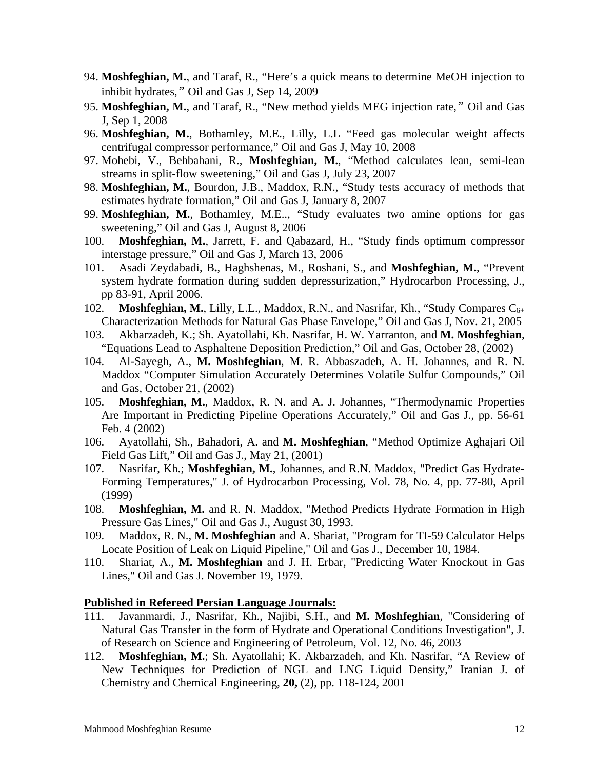94. **Moshfeghian, M.**, and Taraf, R., “Here’s a quick means to determine MeOH injection to inhibit hydrates,” Oil and Gas J, Sep 14, 2009
95. **Moshfeghian, M.**, and Taraf, R., “New method yields MEG injection rate,” Oil and Gas J, Sep 1, 2008
96. **Moshfeghian, M.**, Bothamley, M.E., Lilly, L.L “Feed gas molecular weight affects centrifugal compressor performance,” Oil and Gas J, May 10, 2008
97. Mohebi, V., Behbahani, R., **Moshfeghian, M.**, “Method calculates lean, semi-lean streams in split-flow sweetening,” Oil and Gas J, July 23, 2007
98. **Moshfeghian, M.**, Bourdon, J.B., Maddox, R.N., “Study tests accuracy of methods that estimates hydrate formation,” Oil and Gas J, January 8, 2007
99. **Moshfeghian, M.**, Bothamley, M.E.., “Study evaluates two amine options for gas sweetening,” Oil and Gas J, August 8, 2006
100. **Moshfeghian, M.**, Jarrett, F. and Qabazard, H., “Study finds optimum compressor interstage pressure,” Oil and Gas J, March 13, 2006
101. Asadi Zeydabadi, B**.**, Haghshenas, M., Roshani, S., and **Moshfeghian, M.**, “Prevent system hydrate formation during sudden depressurization,” Hydrocarbon Processing, J., pp 83-91, April 2006.
102. **Moshfeghian, M.**, Lilly, L.L., Maddox, R.N., and Nasrifar, Kh., “Study Compares $C_{6+}$ Characterization Methods for Natural Gas Phase Envelope,” Oil and Gas J, Nov. 21, 2005
103. Akbarzadeh, K.; Sh. Ayatollahi, Kh. Nasrifar, H. W. Yarranton, and **M. Moshfeghian**, “Equations Lead to Asphaltene Deposition Prediction,” Oil and Gas, October 28, (2002)
104. Al-Sayegh, A., **M. Moshfeghian**, M. R. Abbaszadeh, A. H. Johannes, and R. N. Maddox “Computer Simulation Accurately Determines Volatile Sulfur Compounds,” Oil and Gas, October 21, (2002)
105. **Moshfeghian, M.**, Maddox, R. N. and A. J. Johannes, “Thermodynamic Properties Are Important in Predicting Pipeline Operations Accurately,” Oil and Gas J., pp. 56-61 Feb. 4 (2002)
106. Ayatollahi, Sh., Bahadori, A. and **M. Moshfeghian**, “Method Optimize Aghajari Oil Field Gas Lift,” Oil and Gas J., May 21, (2001)
107. Nasrifar, Kh.; **Moshfeghian, M.**, Johannes, and R.N. Maddox, "Predict Gas Hydrate-Forming Temperatures," J. of Hydrocarbon Processing, Vol. 78, No. 4, pp. 77-80, April (1999)
108. **Moshfeghian, M.** and R. N. Maddox, "Method Predicts Hydrate Formation in High Pressure Gas Lines," Oil and Gas J., August 30, 1993.
109. Maddox, R. N., **M. Moshfeghian** and A. Shariat, "Program for TI-59 Calculator Helps Locate Position of Leak on Liquid Pipeline," Oil and Gas J., December 10, 1984.
110. Shariat, A., **M. Moshfeghian** and J. H. Erbar, "Predicting Water Knockout in Gas Lines," Oil and Gas J. November 19, 1979.

**Published in Refereed Persian Language Journals:**

111. Javanmardi, J., Nasrifar, Kh., Najibi, S.H., and **M. Moshfeghian**, "Considering of Natural Gas Transfer in the form of Hydrate and Operational Conditions Investigation", J. of Research on Science and Engineering of Petroleum, Vol. 12, No. 46, 2003
112. **Moshfeghian, M.**; Sh. Ayatollahi; K. Akbarzadeh, and Kh. Nasrifar, “A Review of New Techniques for Prediction of NGL and LNG Liquid Density,” Iranian J. of Chemistry and Chemical Engineering, **20,** (2), pp. 118-124, 2001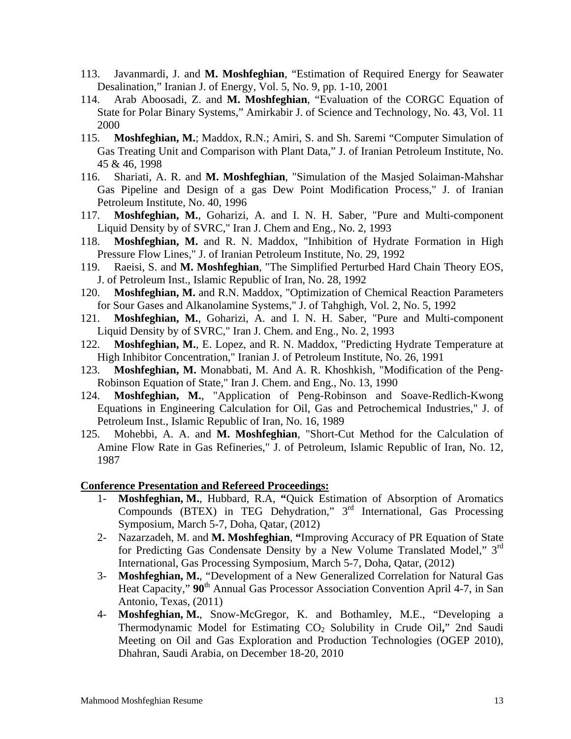113. Javanmardi, J. and **M. Moshfeghian**, “Estimation of Required Energy for Seawater Desalination,” Iranian J. of Energy, Vol. 5, No. 9, pp. 1-10, 2001

114. Arab Aboosadi, Z. and **M. Moshfeghian**, “Evaluation of the CORGC Equation of State for Polar Binary Systems,” Amirkabir J. of Science and Technology, No. 43, Vol. 11 2000

115. **Moshfeghian, M.**; Maddox, R.N.; Amiri, S. and Sh. Saremi “Computer Simulation of Gas Treating Unit and Comparison with Plant Data,” J. of Iranian Petroleum Institute, No. 45 & 46, 1998

116. Shariati, A. R. and **M. Moshfeghian**, "Simulation of the Masjed Solaiman-Mahshar Gas Pipeline and Design of a gas Dew Point Modification Process," J. of Iranian Petroleum Institute, No. 40, 1996

117. **Moshfeghian, M.**, Goharizi, A. and I. N. H. Saber, "Pure and Multi-component Liquid Density by of SVRC," Iran J. Chem and Eng., No. 2, 1993

118. **Moshfeghian, M.** and R. N. Maddox, "Inhibition of Hydrate Formation in High Pressure Flow Lines," J. of Iranian Petroleum Institute, No. 29, 1992

119. Raeisi, S. and **M. Moshfeghian**, "The Simplified Perturbed Hard Chain Theory EOS, J. of Petroleum Inst., Islamic Republic of Iran, No. 28, 1992

120. **Moshfeghian, M.** and R.N. Maddox, "Optimization of Chemical Reaction Parameters for Sour Gases and Alkanolamine Systems," J. of Tahghigh, Vol. 2, No. 5, 1992

121. **Moshfeghian, M.**, Goharizi, A. and I. N. H. Saber, "Pure and Multi-component Liquid Density by of SVRC," Iran J. Chem. and Eng., No. 2, 1993

122. **Moshfeghian, M.**, E. Lopez, and R. N. Maddox, "Predicting Hydrate Temperature at High Inhibitor Concentration," Iranian J. of Petroleum Institute, No. 26, 1991

123. **Moshfeghian, M.** Monabbati, M. And A. R. Khoshkish, "Modification of the Peng-Robinson Equation of State," Iran J. Chem. and Eng., No. 13, 1990

124. **Moshfeghian, M.**, "Application of Peng-Robinson and Soave-Redlich-Kwong Equations in Engineering Calculation for Oil, Gas and Petrochemical Industries," J. of Petroleum Inst., Islamic Republic of Iran, No. 16, 1989

125. Mohebbi, A. A. and **M. Moshfeghian**, "Short-Cut Method for the Calculation of Amine Flow Rate in Gas Refineries," J. of Petroleum, Islamic Republic of Iran, No. 12, 1987

**Conference Presentation and Refereed Proceedings:**

1- **Moshfeghian, M.**, Hubbard, R.A, **“**Quick Estimation of Absorption of Aromatics Compounds (BTEX) in TEG Dehydration,” 3rd International, Gas Processing Symposium, March 5-7, Doha, Qatar, (2012)

2- Nazarzadeh, M. and **M. Moshfeghian**, **“**Improving Accuracy of PR Equation of State for Predicting Gas Condensate Density by a New Volume Translated Model,” 3rd International, Gas Processing Symposium, March 5-7, Doha, Qatar, (2012)

3- **Moshfeghian, M.**, “Development of a New Generalized Correlation for Natural Gas Heat Capacity,” **90**th Annual Gas Processor Association Convention April 4-7, in San Antonio, Texas, (2011)

4- **Moshfeghian, M.**, Snow-McGregor, K. and Bothamley, M.E., “Developing a Thermodynamic Model for Estimating $CO_2$ Solubility in Crude Oil**,**” 2nd Saudi Meeting on Oil and Gas Exploration and Production Technologies (OGEP 2010), Dhahran, Saudi Arabia, on December 18-20, 2010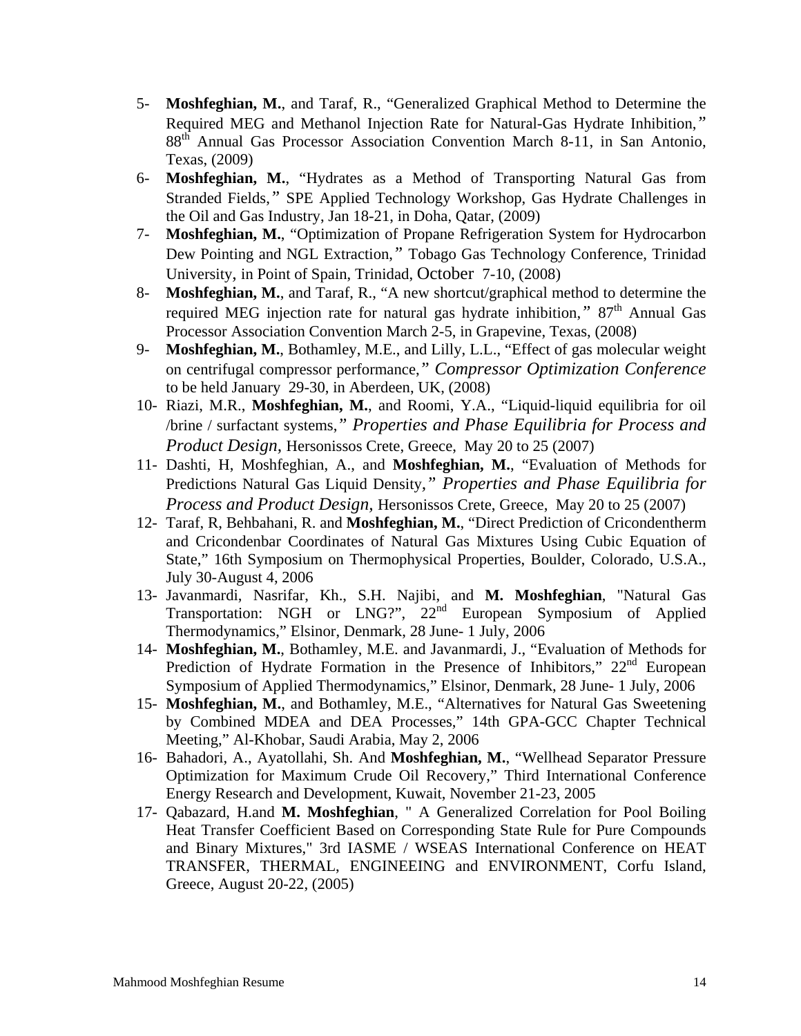5- **Moshfeghian, M.**, and Taraf, R., "Generalized Graphical Method to Determine the Required MEG and Methanol Injection Rate for Natural-Gas Hydrate Inhibition," 88th Annual Gas Processor Association Convention March 8-11, in San Antonio, Texas, (2009)
6- **Moshfeghian, M.**, "Hydrates as a Method of Transporting Natural Gas from Stranded Fields," SPE Applied Technology Workshop, Gas Hydrate Challenges in the Oil and Gas Industry, Jan 18-21, in Doha, Qatar, (2009)
7- **Moshfeghian, M.**, "Optimization of Propane Refrigeration System for Hydrocarbon Dew Pointing and NGL Extraction," Tobago Gas Technology Conference, Trinidad University, in Point of Spain, Trinidad, October 7-10, (2008)
8- **Moshfeghian, M.**, and Taraf, R., "A new shortcut/graphical method to determine the required MEG injection rate for natural gas hydrate inhibition," 87th Annual Gas Processor Association Convention March 2-5, in Grapevine, Texas, (2008)
9- **Moshfeghian, M.**, Bothamley, M.E., and Lilly, L.L., "Effect of gas molecular weight on centrifugal compressor performance," *Compressor Optimization Conference* to be held January 29-30, in Aberdeen, UK, (2008)
10- Riazi, M.R., **Moshfeghian, M.**, and Roomi, Y.A., "Liquid-liquid equilibria for oil /brine / surfactant systems," *Properties and Phase Equilibria for Process and Product Design*, Hersonissos Crete, Greece, May 20 to 25 (2007)
11- Dashti, H, Moshfeghian, A., and **Moshfeghian, M.**, "Evaluation of Methods for Predictions Natural Gas Liquid Density," *Properties and Phase Equilibria for Process and Product Design*, Hersonissos Crete, Greece, May 20 to 25 (2007)
12- Taraf, R, Behbahani, R. and **Moshfeghian, M.**, "Direct Prediction of Cricondentherm and Cricondenbar Coordinates of Natural Gas Mixtures Using Cubic Equation of State," 16th Symposium on Thermophysical Properties, Boulder, Colorado, U.S.A., July 30-August 4, 2006
13- Javanmardi, Nasrifar, Kh., S.H. Najibi, and **M. Moshfeghian**, "Natural Gas Transportation: NGH or LNG?", 22nd European Symposium of Applied Thermodynamics," Elsinor, Denmark, 28 June- 1 July, 2006
14- **Moshfeghian, M.**, Bothamley, M.E. and Javanmardi, J., "Evaluation of Methods for Prediction of Hydrate Formation in the Presence of Inhibitors," 22nd European Symposium of Applied Thermodynamics," Elsinor, Denmark, 28 June- 1 July, 2006
15- **Moshfeghian, M.**, and Bothamley, M.E., "Alternatives for Natural Gas Sweetening by Combined MDEA and DEA Processes," 14th GPA-GCC Chapter Technical Meeting," Al-Khobar, Saudi Arabia, May 2, 2006
16- Bahadori, A., Ayatollahi, Sh. And **Moshfeghian, M.**, "Wellhead Separator Pressure Optimization for Maximum Crude Oil Recovery," Third International Conference Energy Research and Development, Kuwait, November 21-23, 2005
17- Qabazard, H.and **M. Moshfeghian**, " A Generalized Correlation for Pool Boiling Heat Transfer Coefficient Based on Corresponding State Rule for Pure Compounds and Binary Mixtures," 3rd IASME / WSEAS International Conference on HEAT TRANSFER, THERMAL, ENGINEEING and ENVIRONMENT, Corfu Island, Greece, August 20-22, (2005)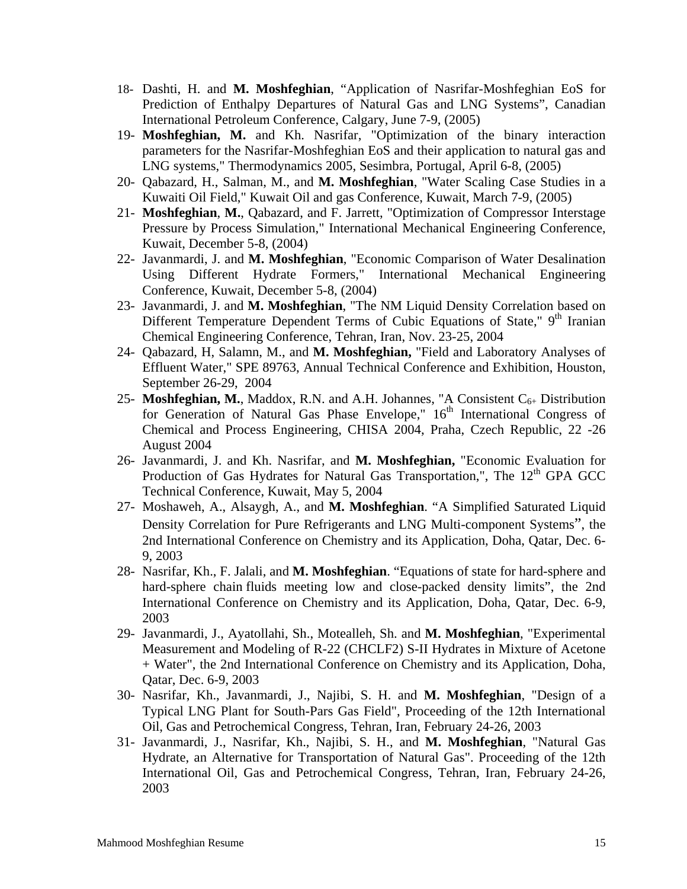18- Dashti, H. and **M. Moshfeghian**, “Application of Nasrifar-Moshfeghian EoS for Prediction of Enthalpy Departures of Natural Gas and LNG Systems”, Canadian International Petroleum Conference, Calgary, June 7-9, (2005)

19- **Moshfeghian, M.** and Kh. Nasrifar, "Optimization of the binary interaction parameters for the Nasrifar-Moshfeghian EoS and their application to natural gas and LNG systems," Thermodynamics 2005, Sesimbra, Portugal, April 6-8, (2005)

20- Qabazard, H., Salman, M., and **M. Moshfeghian**, "Water Scaling Case Studies in a Kuwaiti Oil Field," Kuwait Oil and gas Conference, Kuwait, March 7-9, (2005)

21- **Moshfeghian**, **M.**, Qabazard, and F. Jarrett, "Optimization of Compressor Interstage Pressure by Process Simulation," International Mechanical Engineering Conference, Kuwait, December 5-8, (2004)

22- Javanmardi, J. and **M. Moshfeghian**, "Economic Comparison of Water Desalination Using Different Hydrate Formers," International Mechanical Engineering Conference, Kuwait, December 5-8, (2004)

23- Javanmardi, J. and **M. Moshfeghian**, "The NM Liquid Density Correlation based on Different Temperature Dependent Terms of Cubic Equations of State," 9th Iranian Chemical Engineering Conference, Tehran, Iran, Nov. 23-25, 2004

24- Qabazard, H, Salamn, M., and **M. Moshfeghian,** "Field and Laboratory Analyses of Effluent Water," SPE 89763, Annual Technical Conference and Exhibition, Houston, September 26-29, 2004

25- **Moshfeghian, M.**, Maddox, R.N. and A.H. Johannes, "A Consistent $C_{6+}$ Distribution for Generation of Natural Gas Phase Envelope," 16th International Congress of Chemical and Process Engineering, CHISA 2004, Praha, Czech Republic, 22 -26 August 2004

26- Javanmardi, J. and Kh. Nasrifar, and **M. Moshfeghian,** "Economic Evaluation for Production of Gas Hydrates for Natural Gas Transportation,", The 12th GPA GCC Technical Conference, Kuwait, May 5, 2004

27- Moshaweh, A., Alsaygh, A., and **M. Moshfeghian**. “A Simplified Saturated Liquid Density Correlation for Pure Refrigerants and LNG Multi-component Systems”, the 2nd International Conference on Chemistry and its Application, Doha, Qatar, Dec. 6-9, 2003

28- Nasrifar, Kh., F. Jalali, and **M. Moshfeghian**. “Equations of state for hard-sphere and hard-sphere chain fluids meeting low and close-packed density limits”, the 2nd International Conference on Chemistry and its Application, Doha, Qatar, Dec. 6-9, 2003

29- Javanmardi, J., Ayatollahi, Sh., Motealleh, Sh. and **M. Moshfeghian**, "Experimental Measurement and Modeling of R-22 (CHCLF2) S-II Hydrates in Mixture of Acetone + Water", the 2nd International Conference on Chemistry and its Application, Doha, Qatar, Dec. 6-9, 2003

30- Nasrifar, Kh., Javanmardi, J., Najibi, S. H. and **M. Moshfeghian**, "Design of a Typical LNG Plant for South-Pars Gas Field", Proceeding of the 12th International Oil, Gas and Petrochemical Congress, Tehran, Iran, February 24-26, 2003

31- Javanmardi, J., Nasrifar, Kh., Najibi, S. H., and **M. Moshfeghian**, "Natural Gas Hydrate, an Alternative for Transportation of Natural Gas". Proceeding of the 12th International Oil, Gas and Petrochemical Congress, Tehran, Iran, February 24-26, 2003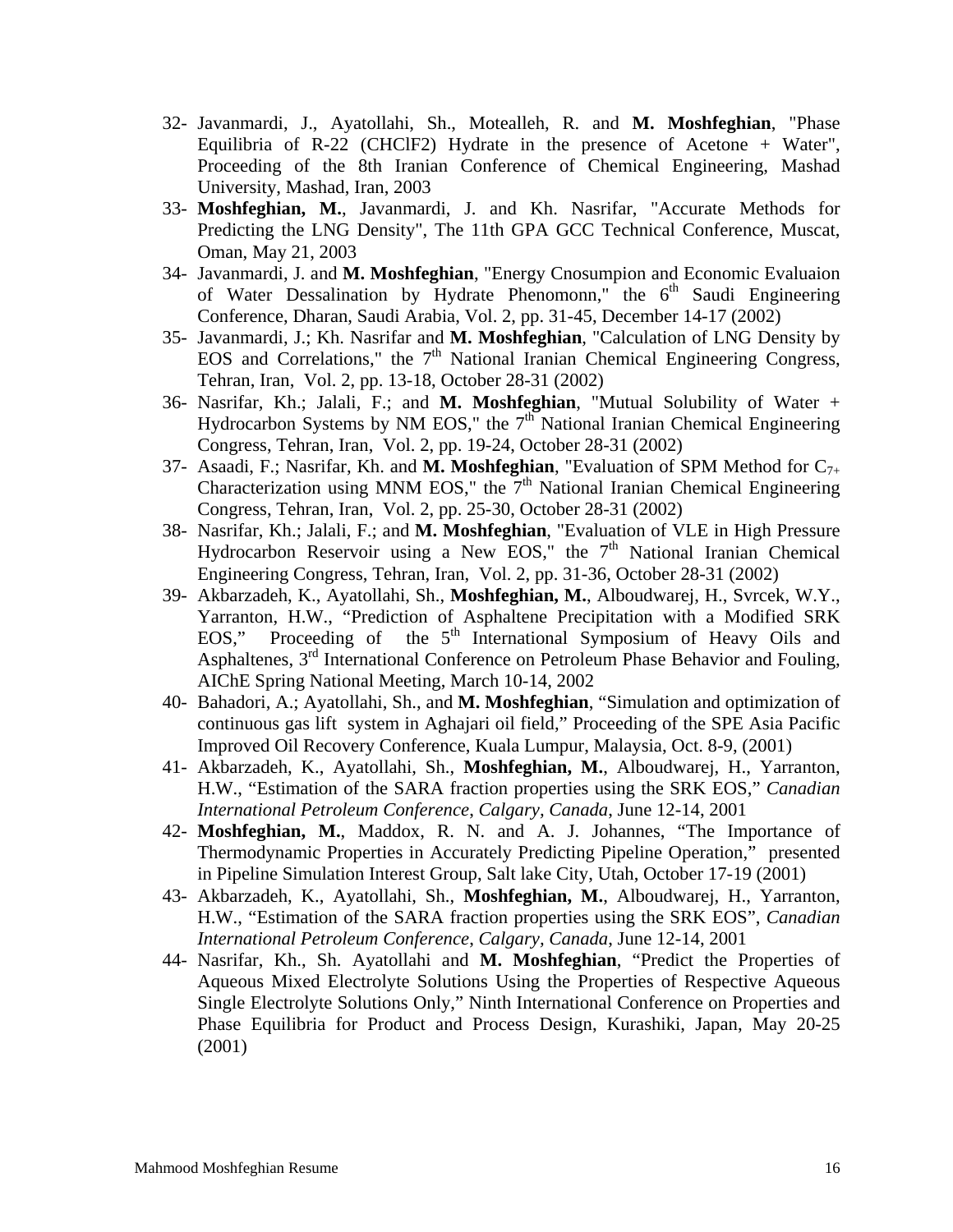32- Javanmardi, J., Ayatollahi, Sh., Motealleh, R. and **M. Moshfeghian**, "Phase Equilibria of R-22 (CHClF2) Hydrate in the presence of Acetone + Water", Proceeding of the 8th Iranian Conference of Chemical Engineering, Mashad University, Mashad, Iran, 2003

33- **Moshfeghian, M.**, Javanmardi, J. and Kh. Nasrifar, "Accurate Methods for Predicting the LNG Density", The 11th GPA GCC Technical Conference, Muscat, Oman, May 21, 2003

34- Javanmardi, J. and **M. Moshfeghian**, "Energy Cnosumpion and Economic Evaluaion of Water Dessalination by Hydrate Phenomonn," the 6th Saudi Engineering Conference, Dharan, Saudi Arabia, Vol. 2, pp. 31-45, December 14-17 (2002)

35- Javanmardi, J.; Kh. Nasrifar and **M. Moshfeghian**, "Calculation of LNG Density by EOS and Correlations," the 7th National Iranian Chemical Engineering Congress, Tehran, Iran, Vol. 2, pp. 13-18, October 28-31 (2002)

36- Nasrifar, Kh.; Jalali, F.; and **M. Moshfeghian**, "Mutual Solubility of Water + Hydrocarbon Systems by NM EOS," the 7th National Iranian Chemical Engineering Congress, Tehran, Iran, Vol. 2, pp. 19-24, October 28-31 (2002)

37- Asaadi, F.; Nasrifar, Kh. and **M. Moshfeghian**, "Evaluation of SPM Method for $C_{7+}$ Characterization using MNM EOS," the 7th National Iranian Chemical Engineering Congress, Tehran, Iran, Vol. 2, pp. 25-30, October 28-31 (2002)

38- Nasrifar, Kh.; Jalali, F.; and **M. Moshfeghian**, "Evaluation of VLE in High Pressure Hydrocarbon Reservoir using a New EOS," the 7th National Iranian Chemical Engineering Congress, Tehran, Iran, Vol. 2, pp. 31-36, October 28-31 (2002)

39- Akbarzadeh, K., Ayatollahi, Sh., **Moshfeghian, M.**, Alboudwarej, H., Svrcek, W.Y., Yarranton, H.W., "Prediction of Asphaltene Precipitation with a Modified SRK EOS," Proceeding of the 5th International Symposium of Heavy Oils and Asphaltenes, 3rd International Conference on Petroleum Phase Behavior and Fouling, AIChE Spring National Meeting, March 10-14, 2002

40- Bahadori, A.; Ayatollahi, Sh., and **M. Moshfeghian**, "Simulation and optimization of continuous gas lift system in Aghajari oil field," Proceeding of the SPE Asia Pacific Improved Oil Recovery Conference, Kuala Lumpur, Malaysia, Oct. 8-9, (2001)

41- Akbarzadeh, K., Ayatollahi, Sh., **Moshfeghian, M.**, Alboudwarej, H., Yarranton, H.W., "Estimation of the SARA fraction properties using the SRK EOS," *Canadian International Petroleum Conference, Calgary, Canada*, June 12-14, 2001

42- **Moshfeghian, M.**, Maddox, R. N. and A. J. Johannes, "The Importance of Thermodynamic Properties in Accurately Predicting Pipeline Operation," presented in Pipeline Simulation Interest Group, Salt lake City, Utah, October 17-19 (2001)

43- Akbarzadeh, K., Ayatollahi, Sh., **Moshfeghian, M.**, Alboudwarej, H., Yarranton, H.W., "Estimation of the SARA fraction properties using the SRK EOS", *Canadian International Petroleum Conference, Calgary, Canada*, June 12-14, 2001

44- Nasrifar, Kh., Sh. Ayatollahi and **M. Moshfeghian**, "Predict the Properties of Aqueous Mixed Electrolyte Solutions Using the Properties of Respective Aqueous Single Electrolyte Solutions Only," Ninth International Conference on Properties and Phase Equilibria for Product and Process Design, Kurashiki, Japan, May 20-25 (2001)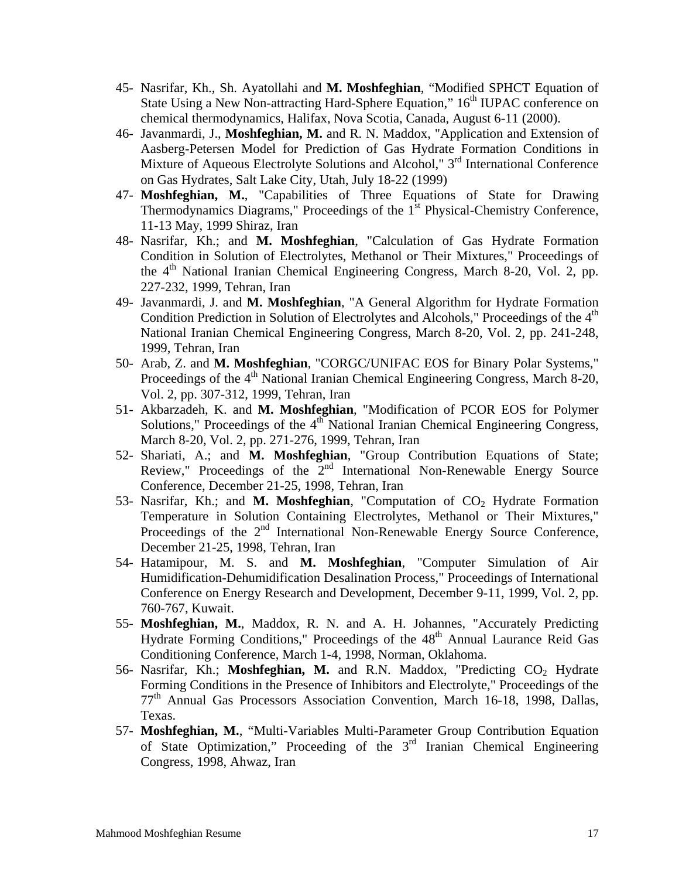45- Nasrifar, Kh., Sh. Ayatollahi and **M. Moshfeghian**, "Modified SPHCT Equation of State Using a New Non-attracting Hard-Sphere Equation," 16th IUPAC conference on chemical thermodynamics, Halifax, Nova Scotia, Canada, August 6-11 (2000).

46- Javanmardi, J., **Moshfeghian, M.** and R. N. Maddox, "Application and Extension of Aasberg-Petersen Model for Prediction of Gas Hydrate Formation Conditions in Mixture of Aqueous Electrolyte Solutions and Alcohol," 3rd International Conference on Gas Hydrates, Salt Lake City, Utah, July 18-22 (1999)

47- **Moshfeghian, M.**, "Capabilities of Three Equations of State for Drawing Thermodynamics Diagrams," Proceedings of the 1st Physical-Chemistry Conference, 11-13 May, 1999 Shiraz, Iran

48- Nasrifar, Kh.; and **M. Moshfeghian**, "Calculation of Gas Hydrate Formation Condition in Solution of Electrolytes, Methanol or Their Mixtures," Proceedings of the 4th National Iranian Chemical Engineering Congress, March 8-20, Vol. 2, pp. 227-232, 1999, Tehran, Iran

49- Javanmardi, J. and **M. Moshfeghian**, "A General Algorithm for Hydrate Formation Condition Prediction in Solution of Electrolytes and Alcohols," Proceedings of the 4th National Iranian Chemical Engineering Congress, March 8-20, Vol. 2, pp. 241-248, 1999, Tehran, Iran

50- Arab, Z. and **M. Moshfeghian**, "CORGC/UNIFAC EOS for Binary Polar Systems," Proceedings of the 4th National Iranian Chemical Engineering Congress, March 8-20, Vol. 2, pp. 307-312, 1999, Tehran, Iran

51- Akbarzadeh, K. and **M. Moshfeghian**, "Modification of PCOR EOS for Polymer Solutions," Proceedings of the 4th National Iranian Chemical Engineering Congress, March 8-20, Vol. 2, pp. 271-276, 1999, Tehran, Iran

52- Shariati, A.; and **M. Moshfeghian**, "Group Contribution Equations of State; Review," Proceedings of the 2nd International Non-Renewable Energy Source Conference, December 21-25, 1998, Tehran, Iran

53- Nasrifar, Kh.; and **M. Moshfeghian**, "Computation of $CO_2$ Hydrate Formation Temperature in Solution Containing Electrolytes, Methanol or Their Mixtures," Proceedings of the 2nd International Non-Renewable Energy Source Conference, December 21-25, 1998, Tehran, Iran

54- Hatamipour, M. S. and **M. Moshfeghian**, "Computer Simulation of Air Humidification-Dehumidification Desalination Process," Proceedings of International Conference on Energy Research and Development, December 9-11, 1999, Vol. 2, pp. 760-767, Kuwait.

55- **Moshfeghian, M.**, Maddox, R. N. and A. H. Johannes, "Accurately Predicting Hydrate Forming Conditions," Proceedings of the 48th Annual Laurance Reid Gas Conditioning Conference, March 1-4, 1998, Norman, Oklahoma.

56- Nasrifar, Kh.; **Moshfeghian, M.** and R.N. Maddox, "Predicting $CO_2$ Hydrate Forming Conditions in the Presence of Inhibitors and Electrolyte," Proceedings of the 77th Annual Gas Processors Association Convention, March 16-18, 1998, Dallas, Texas.

57- **Moshfeghian, M.**, "Multi-Variables Multi-Parameter Group Contribution Equation of State Optimization," Proceeding of the 3rd Iranian Chemical Engineering Congress, 1998, Ahwaz, Iran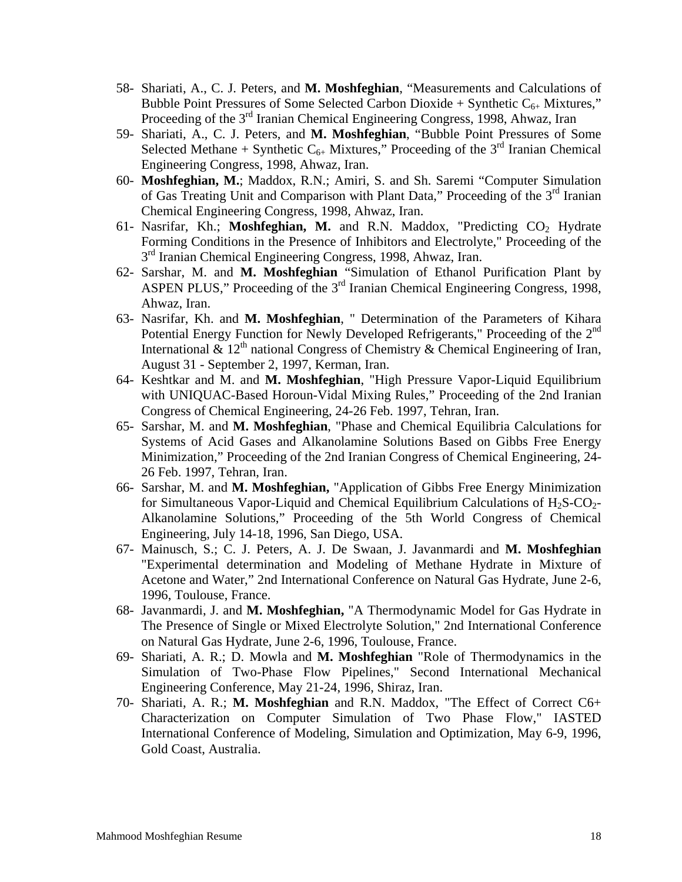58- Shariati, A., C. J. Peters, and **M. Moshfeghian**, “Measurements and Calculations of Bubble Point Pressures of Some Selected Carbon Dioxide + Synthetic $C_{6+}$ Mixtures,” Proceeding of the 3rd Iranian Chemical Engineering Congress, 1998, Ahwaz, Iran

59- Shariati, A., C. J. Peters, and **M. Moshfeghian**, “Bubble Point Pressures of Some Selected Methane + Synthetic $C_{6+}$ Mixtures,” Proceeding of the 3rd Iranian Chemical Engineering Congress, 1998, Ahwaz, Iran.

60- **Moshfeghian, M.**; Maddox, R.N.; Amiri, S. and Sh. Saremi “Computer Simulation of Gas Treating Unit and Comparison with Plant Data,” Proceeding of the 3rd Iranian Chemical Engineering Congress, 1998, Ahwaz, Iran.

61- Nasrifar, Kh.; **Moshfeghian, M.** and R.N. Maddox, "Predicting $CO_2$ Hydrate Forming Conditions in the Presence of Inhibitors and Electrolyte," Proceeding of the 3rd Iranian Chemical Engineering Congress, 1998, Ahwaz, Iran.

62- Sarshar, M. and **M. Moshfeghian** “Simulation of Ethanol Purification Plant by ASPEN PLUS,” Proceeding of the 3rd Iranian Chemical Engineering Congress, 1998, Ahwaz, Iran.

63- Nasrifar, Kh. and **M. Moshfeghian**, " Determination of the Parameters of Kihara Potential Energy Function for Newly Developed Refrigerants," Proceeding of the 2nd International & 12th national Congress of Chemistry & Chemical Engineering of Iran, August 31 - September 2, 1997, Kerman, Iran.

64- Keshtkar and M. and **M. Moshfeghian**, "High Pressure Vapor-Liquid Equilibrium with UNIQUAC-Based Horoun-Vidal Mixing Rules,” Proceeding of the 2nd Iranian Congress of Chemical Engineering, 24-26 Feb. 1997, Tehran, Iran.

65- Sarshar, M. and **M. Moshfeghian**, "Phase and Chemical Equilibria Calculations for Systems of Acid Gases and Alkanolamine Solutions Based on Gibbs Free Energy Minimization,” Proceeding of the 2nd Iranian Congress of Chemical Engineering, 24-26 Feb. 1997, Tehran, Iran.

66- Sarshar, M. and **M. Moshfeghian,** "Application of Gibbs Free Energy Minimization for Simultaneous Vapor-Liquid and Chemical Equilibrium Calculations of $H_2S$-$CO_2$-Alkanolamine Solutions,” Proceeding of the 5th World Congress of Chemical Engineering, July 14-18, 1996, San Diego, USA.

67- Mainusch, S.; C. J. Peters, A. J. De Swaan, J. Javanmardi and **M. Moshfeghian** "Experimental determination and Modeling of Methane Hydrate in Mixture of Acetone and Water,” 2nd International Conference on Natural Gas Hydrate, June 2-6, 1996, Toulouse, France.

68- Javanmardi, J. and **M. Moshfeghian,** "A Thermodynamic Model for Gas Hydrate in The Presence of Single or Mixed Electrolyte Solution," 2nd International Conference on Natural Gas Hydrate, June 2-6, 1996, Toulouse, France.

69- Shariati, A. R.; D. Mowla and **M. Moshfeghian** "Role of Thermodynamics in the Simulation of Two-Phase Flow Pipelines," Second International Mechanical Engineering Conference, May 21-24, 1996, Shiraz, Iran.

70- Shariati, A. R.; **M. Moshfeghian** and R.N. Maddox, "The Effect of Correct C6+ Characterization on Computer Simulation of Two Phase Flow," IASTED International Conference of Modeling, Simulation and Optimization, May 6-9, 1996, Gold Coast, Australia.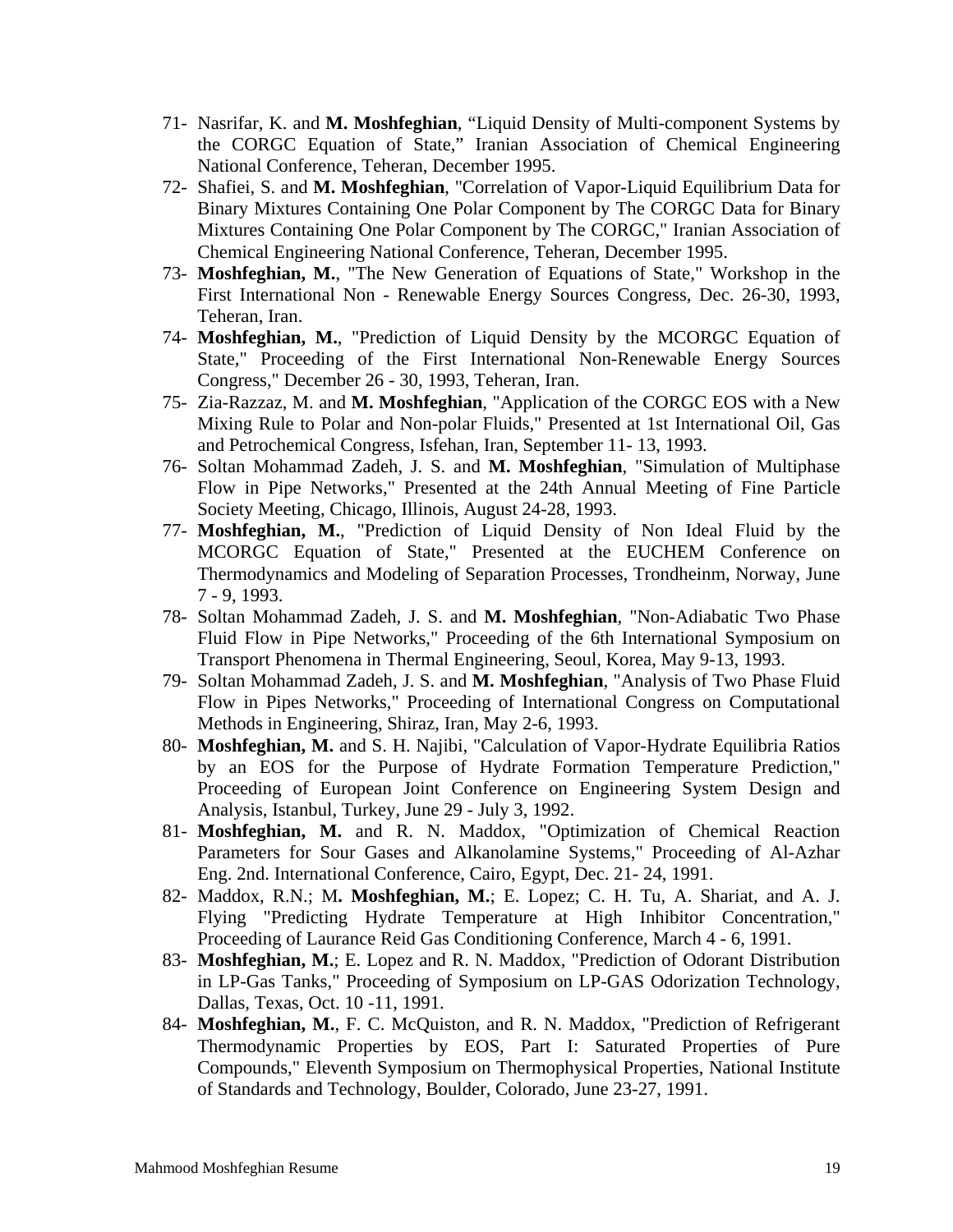71- Nasrifar, K. and **M. Moshfeghian**, "Liquid Density of Multi-component Systems by the CORGC Equation of State," Iranian Association of Chemical Engineering National Conference, Teheran, December 1995.

72- Shafiei, S. and **M. Moshfeghian**, "Correlation of Vapor-Liquid Equilibrium Data for Binary Mixtures Containing One Polar Component by The CORGC Data for Binary Mixtures Containing One Polar Component by The CORGC," Iranian Association of Chemical Engineering National Conference, Teheran, December 1995.

73- **Moshfeghian, M.**, "The New Generation of Equations of State," Workshop in the First International Non - Renewable Energy Sources Congress, Dec. 26-30, 1993, Teheran, Iran.

74- **Moshfeghian, M.**, "Prediction of Liquid Density by the MCORGC Equation of State," Proceeding of the First International Non-Renewable Energy Sources Congress," December 26 - 30, 1993, Teheran, Iran.

75- Zia-Razzaz, M. and **M. Moshfeghian**, "Application of the CORGC EOS with a New Mixing Rule to Polar and Non-polar Fluids," Presented at 1st International Oil, Gas and Petrochemical Congress, Isfehan, Iran, September 11- 13, 1993.

76- Soltan Mohammad Zadeh, J. S. and **M. Moshfeghian**, "Simulation of Multiphase Flow in Pipe Networks," Presented at the 24th Annual Meeting of Fine Particle Society Meeting, Chicago, Illinois, August 24-28, 1993.

77- **Moshfeghian, M.**, "Prediction of Liquid Density of Non Ideal Fluid by the MCORGC Equation of State," Presented at the EUCHEM Conference on Thermodynamics and Modeling of Separation Processes, Trondheinm, Norway, June 7 - 9, 1993.

78- Soltan Mohammad Zadeh, J. S. and **M. Moshfeghian**, "Non-Adiabatic Two Phase Fluid Flow in Pipe Networks," Proceeding of the 6th International Symposium on Transport Phenomena in Thermal Engineering, Seoul, Korea, May 9-13, 1993.

79- Soltan Mohammad Zadeh, J. S. and **M. Moshfeghian**, "Analysis of Two Phase Fluid Flow in Pipes Networks," Proceeding of International Congress on Computational Methods in Engineering, Shiraz, Iran, May 2-6, 1993.

80- **Moshfeghian, M.** and S. H. Najibi, "Calculation of Vapor-Hydrate Equilibria Ratios by an EOS for the Purpose of Hydrate Formation Temperature Prediction," Proceeding of European Joint Conference on Engineering System Design and Analysis, Istanbul, Turkey, June 29 - July 3, 1992.

81- **Moshfeghian, M.** and R. N. Maddox, "Optimization of Chemical Reaction Parameters for Sour Gases and Alkanolamine Systems," Proceeding of Al-Azhar Eng. 2nd. International Conference, Cairo, Egypt, Dec. 21- 24, 1991.

82- Maddox, R.N.; M**. Moshfeghian, M.**; E. Lopez; C. H. Tu, A. Shariat, and A. J. Flying "Predicting Hydrate Temperature at High Inhibitor Concentration," Proceeding of Laurance Reid Gas Conditioning Conference, March 4 - 6, 1991.

83- **Moshfeghian, M.**; E. Lopez and R. N. Maddox, "Prediction of Odorant Distribution in LP-Gas Tanks," Proceeding of Symposium on LP-GAS Odorization Technology, Dallas, Texas, Oct. 10 -11, 1991.

84- **Moshfeghian, M.**, F. C. McQuiston, and R. N. Maddox, "Prediction of Refrigerant Thermodynamic Properties by EOS, Part I: Saturated Properties of Pure Compounds," Eleventh Symposium on Thermophysical Properties, National Institute of Standards and Technology, Boulder, Colorado, June 23-27, 1991.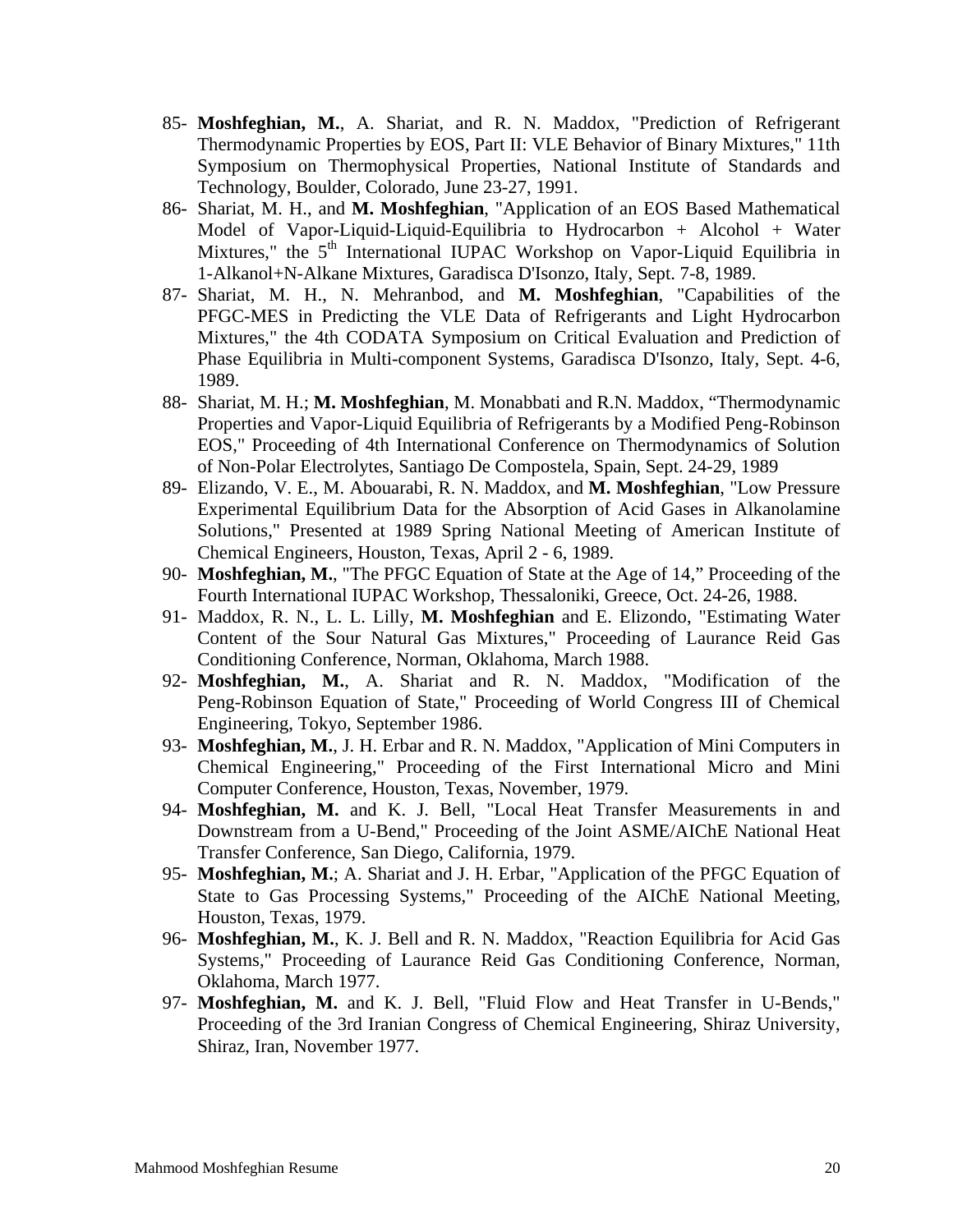85- **Moshfeghian, M.**, A. Shariat, and R. N. Maddox, "Prediction of Refrigerant Thermodynamic Properties by EOS, Part II: VLE Behavior of Binary Mixtures," 11th Symposium on Thermophysical Properties, National Institute of Standards and Technology, Boulder, Colorado, June 23-27, 1991.
86- Shariat, M. H., and **M. Moshfeghian**, "Application of an EOS Based Mathematical Model of Vapor-Liquid-Liquid-Equilibria to Hydrocarbon + Alcohol + Water Mixtures," the 5$^{th}$ International IUPAC Workshop on Vapor-Liquid Equilibria in 1-Alkanol+N-Alkane Mixtures, Garadisca D'Isonzo, Italy, Sept. 7-8, 1989.
87- Shariat, M. H., N. Mehranbod, and **M. Moshfeghian**, "Capabilities of the PFGC-MES in Predicting the VLE Data of Refrigerants and Light Hydrocarbon Mixtures," the 4th CODATA Symposium on Critical Evaluation and Prediction of Phase Equilibria in Multi-component Systems, Garadisca D'Isonzo, Italy, Sept. 4-6, 1989.
88- Shariat, M. H.; **M. Moshfeghian**, M. Monabbati and R.N. Maddox, "Thermodynamic Properties and Vapor-Liquid Equilibria of Refrigerants by a Modified Peng-Robinson EOS," Proceeding of 4th International Conference on Thermodynamics of Solution of Non-Polar Electrolytes, Santiago De Compostela, Spain, Sept. 24-29, 1989
89- Elizando, V. E., M. Abouarabi, R. N. Maddox, and **M. Moshfeghian**, "Low Pressure Experimental Equilibrium Data for the Absorption of Acid Gases in Alkanolamine Solutions," Presented at 1989 Spring National Meeting of American Institute of Chemical Engineers, Houston, Texas, April 2 - 6, 1989.
90- **Moshfeghian, M.**, "The PFGC Equation of State at the Age of 14," Proceeding of the Fourth International IUPAC Workshop, Thessaloniki, Greece, Oct. 24-26, 1988.
91- Maddox, R. N., L. L. Lilly, **M. Moshfeghian** and E. Elizondo, "Estimating Water Content of the Sour Natural Gas Mixtures," Proceeding of Laurance Reid Gas Conditioning Conference, Norman, Oklahoma, March 1988.
92- **Moshfeghian, M.**, A. Shariat and R. N. Maddox, "Modification of the Peng-Robinson Equation of State," Proceeding of World Congress III of Chemical Engineering, Tokyo, September 1986.
93- **Moshfeghian, M.**, J. H. Erbar and R. N. Maddox, "Application of Mini Computers in Chemical Engineering," Proceeding of the First International Micro and Mini Computer Conference, Houston, Texas, November, 1979.
94- **Moshfeghian, M.** and K. J. Bell, "Local Heat Transfer Measurements in and Downstream from a U-Bend," Proceeding of the Joint ASME/AIChE National Heat Transfer Conference, San Diego, California, 1979.
95- **Moshfeghian, M.**; A. Shariat and J. H. Erbar, "Application of the PFGC Equation of State to Gas Processing Systems," Proceeding of the AIChE National Meeting, Houston, Texas, 1979.
96- **Moshfeghian, M.**, K. J. Bell and R. N. Maddox, "Reaction Equilibria for Acid Gas Systems," Proceeding of Laurance Reid Gas Conditioning Conference, Norman, Oklahoma, March 1977.
97- **Moshfeghian, M.** and K. J. Bell, "Fluid Flow and Heat Transfer in U-Bends," Proceeding of the 3rd Iranian Congress of Chemical Engineering, Shiraz University, Shiraz, Iran, November 1977.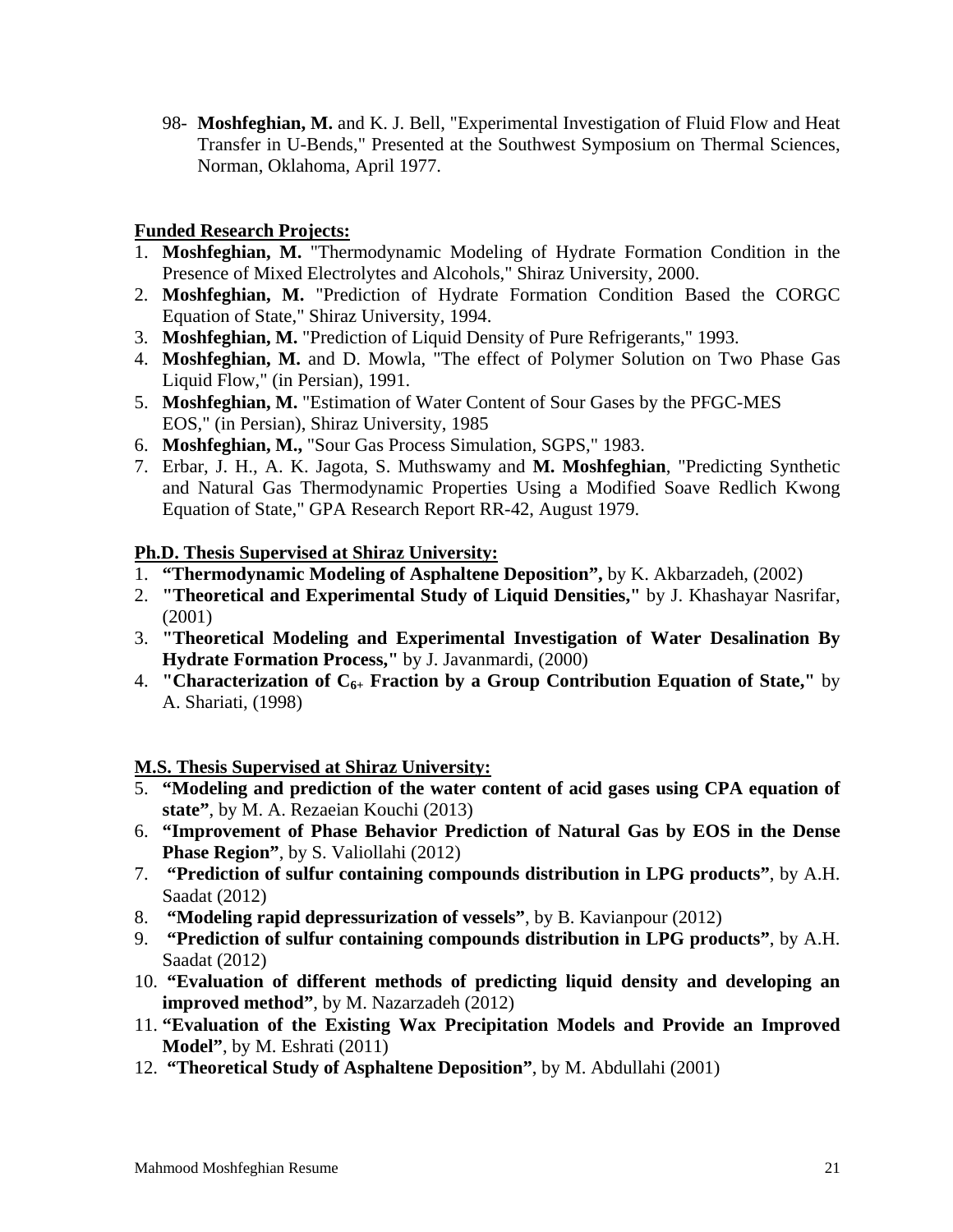98- **Moshfeghian, M.** and K. J. Bell, "Experimental Investigation of Fluid Flow and Heat Transfer in U-Bends," Presented at the Southwest Symposium on Thermal Sciences, Norman, Oklahoma, April 1977.

**Funded Research Projects:**

1. **Moshfeghian, M.** "Thermodynamic Modeling of Hydrate Formation Condition in the Presence of Mixed Electrolytes and Alcohols," Shiraz University, 2000.
2. **Moshfeghian, M.** "Prediction of Hydrate Formation Condition Based the CORGC Equation of State," Shiraz University, 1994.
3. **Moshfeghian, M.** "Prediction of Liquid Density of Pure Refrigerants," 1993.
4. **Moshfeghian, M.** and D. Mowla, "The effect of Polymer Solution on Two Phase Gas Liquid Flow," (in Persian), 1991.
5. **Moshfeghian, M.** "Estimation of Water Content of Sour Gases by the PFGC-MES EOS," (in Persian), Shiraz University, 1985
6. **Moshfeghian, M.,** "Sour Gas Process Simulation, SGPS," 1983.
7. Erbar, J. H., A. K. Jagota, S. Muthswamy and **M. Moshfeghian**, "Predicting Synthetic and Natural Gas Thermodynamic Properties Using a Modified Soave Redlich Kwong Equation of State," GPA Research Report RR-42, August 1979.

**Ph.D. Thesis Supervised at Shiraz University:**

1. **"Thermodynamic Modeling of Asphaltene Deposition",** by K. Akbarzadeh, (2002)
2. **"Theoretical and Experimental Study of Liquid Densities,"** by J. Khashayar Nasrifar, (2001)
3. **"Theoretical Modeling and Experimental Investigation of Water Desalination By Hydrate Formation Process,"** by J. Javanmardi, (2000)
4. **"Characterization of $C_{6+}$ Fraction by a Group Contribution Equation of State,"** by A. Shariati, (1998)

**M.S. Thesis Supervised at Shiraz University:**

5. **"Modeling and prediction of the water content of acid gases using CPA equation of state"**, by M. A. Rezaeian Kouchi (2013)
6. **"Improvement of Phase Behavior Prediction of Natural Gas by EOS in the Dense Phase Region"**, by S. Valiollahi (2012)
7. **"Prediction of sulfur containing compounds distribution in LPG products"**, by A.H. Saadat (2012)
8. **"Modeling rapid depressurization of vessels"**, by B. Kavianpour (2012)
9. **"Prediction of sulfur containing compounds distribution in LPG products"**, by A.H. Saadat (2012)
10. **"Evaluation of different methods of predicting liquid density and developing an improved method"**, by M. Nazarzadeh (2012)
11. **"Evaluation of the Existing Wax Precipitation Models and Provide an Improved Model"**, by M. Eshrati (2011)
12. **"Theoretical Study of Asphaltene Deposition"**, by M. Abdullahi (2001)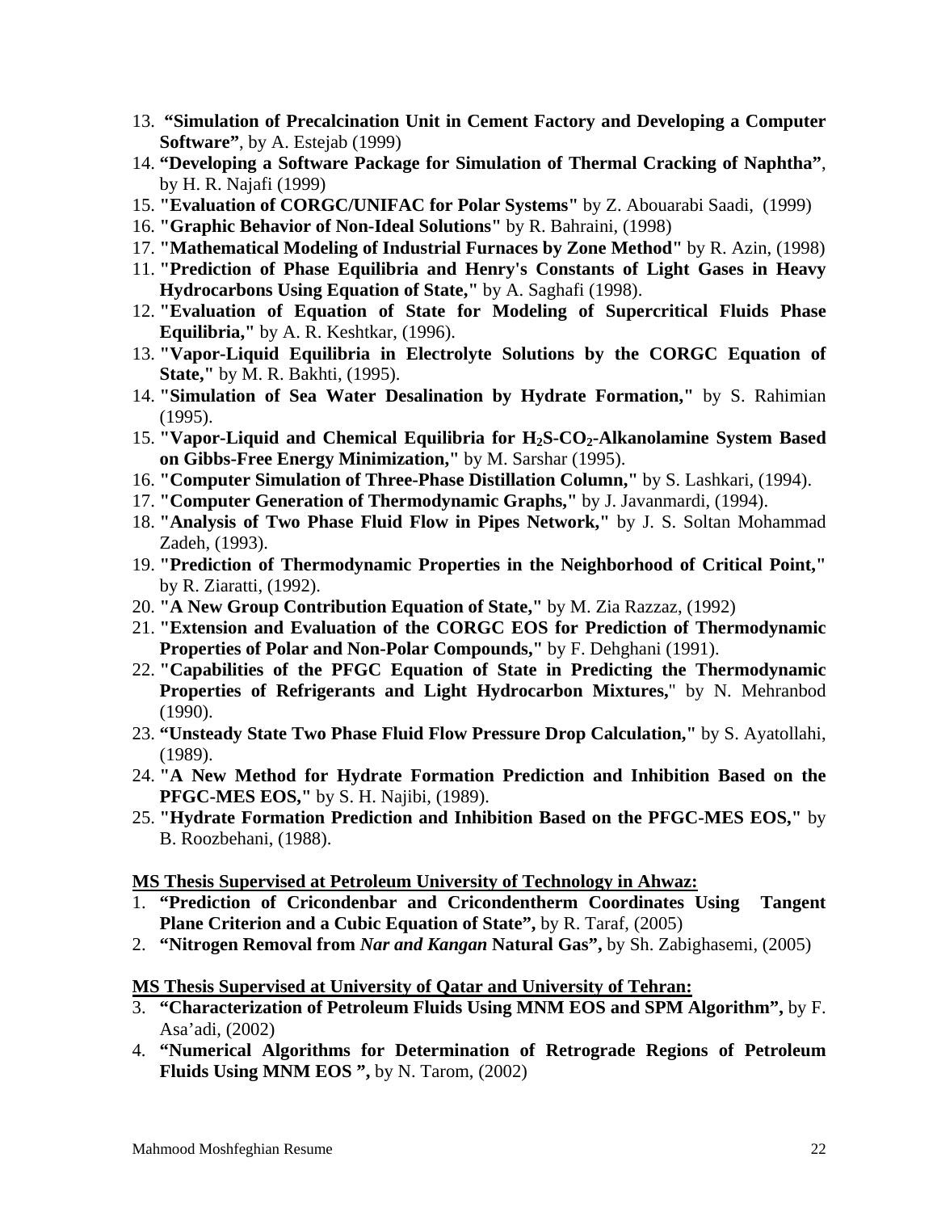13. **"Simulation of Precalcination Unit in Cement Factory and Developing a Computer Software"**, by A. Estejab (1999)
14. **"Developing a Software Package for Simulation of Thermal Cracking of Naphtha"**, by H. R. Najafi (1999)
15. **"Evaluation of CORGC/UNIFAC for Polar Systems"** by Z. Abouarabi Saadi, (1999)
16. **"Graphic Behavior of Non-Ideal Solutions"** by R. Bahraini, (1998)
17. **"Mathematical Modeling of Industrial Furnaces by Zone Method"** by R. Azin, (1998)
11. **"Prediction of Phase Equilibria and Henry's Constants of Light Gases in Heavy Hydrocarbons Using Equation of State,"** by A. Saghafi (1998).
12. **"Evaluation of Equation of State for Modeling of Supercritical Fluids Phase Equilibria,"** by A. R. Keshtkar, (1996).
13. **"Vapor-Liquid Equilibria in Electrolyte Solutions by the CORGC Equation of State,"** by M. R. Bakhti, (1995).
14. **"Simulation of Sea Water Desalination by Hydrate Formation,"** by S. Rahimian (1995).
15. **"Vapor-Liquid and Chemical Equilibria for $H_2S$-$CO_2$-Alkanolamine System Based on Gibbs-Free Energy Minimization,"** by M. Sarshar (1995).
16. **"Computer Simulation of Three-Phase Distillation Column,"** by S. Lashkari, (1994).
17. **"Computer Generation of Thermodynamic Graphs,"** by J. Javanmardi, (1994).
18. **"Analysis of Two Phase Fluid Flow in Pipes Network,"** by J. S. Soltan Mohammad Zadeh, (1993).
19. **"Prediction of Thermodynamic Properties in the Neighborhood of Critical Point,"** by R. Ziaratti, (1992).
20. **"A New Group Contribution Equation of State,"** by M. Zia Razzaz, (1992)
21. **"Extension and Evaluation of the CORGC EOS for Prediction of Thermodynamic Properties of Polar and Non-Polar Compounds,"** by F. Dehghani (1991).
22. **"Capabilities of the PFGC Equation of State in Predicting the Thermodynamic Properties of Refrigerants and Light Hydrocarbon Mixtures,"** by N. Mehranbod (1990).
23. **"Unsteady State Two Phase Fluid Flow Pressure Drop Calculation,"** by S. Ayatollahi, (1989).
24. **"A New Method for Hydrate Formation Prediction and Inhibition Based on the PFGC-MES EOS,"** by S. H. Najibi, (1989).
25. **"Hydrate Formation Prediction and Inhibition Based on the PFGC-MES EOS,"** by B. Roozbehani, (1988).

**MS Thesis Supervised at Petroleum University of Technology in Ahwaz:**

1. **"Prediction of Cricondenbar and Cricondentherm Coordinates Using Tangent Plane Criterion and a Cubic Equation of State",** by R. Taraf, (2005)
2. **"Nitrogen Removal from *Nar and Kangan* Natural Gas",** by Sh. Zabighasemi, (2005)

**MS Thesis Supervised at University of Qatar and University of Tehran:**

3. **"Characterization of Petroleum Fluids Using MNM EOS and SPM Algorithm",** by F. Asa'adi, (2002)
4. **"Numerical Algorithms for Determination of Retrograde Regions of Petroleum Fluids Using MNM EOS ",** by N. Tarom, (2002)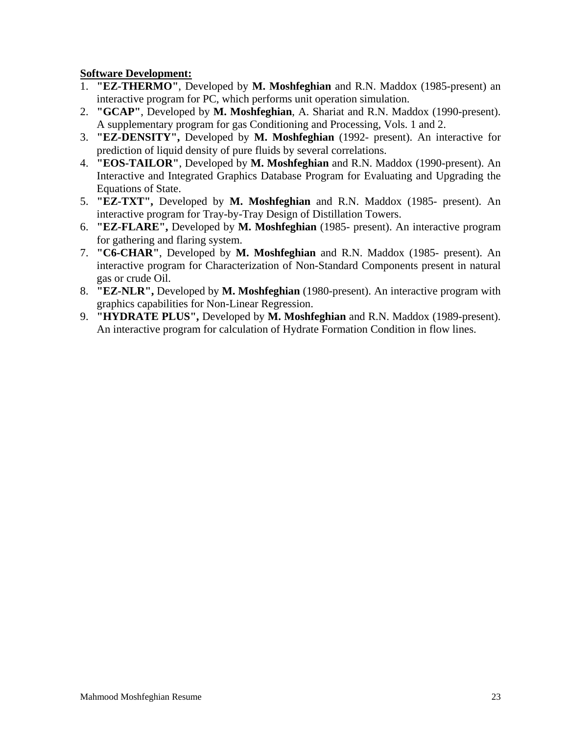**Software Development:**

1. **"EZ-THERMO"**, Developed by **M. Moshfeghian** and R.N. Maddox (1985-present) an interactive program for PC, which performs unit operation simulation.
2. **"GCAP"**, Developed by **M. Moshfeghian**, A. Shariat and R.N. Maddox (1990-present). A supplementary program for gas Conditioning and Processing, Vols. 1 and 2.
3. **"EZ-DENSITY",** Developed by **M. Moshfeghian** (1992- present). An interactive for prediction of liquid density of pure fluids by several correlations.
4. **"EOS-TAILOR"**, Developed by **M. Moshfeghian** and R.N. Maddox (1990-present). An Interactive and Integrated Graphics Database Program for Evaluating and Upgrading the Equations of State.
5. **"EZ-TXT",** Developed by **M. Moshfeghian** and R.N. Maddox (1985- present). An interactive program for Tray-by-Tray Design of Distillation Towers.
6. **"EZ-FLARE",** Developed by **M. Moshfeghian** (1985- present). An interactive program for gathering and flaring system.
7. **"C6-CHAR"**, Developed by **M. Moshfeghian** and R.N. Maddox (1985- present). An interactive program for Characterization of Non-Standard Components present in natural gas or crude Oil.
8. **"EZ-NLR",** Developed by **M. Moshfeghian** (1980-present). An interactive program with graphics capabilities for Non-Linear Regression.
9. **"HYDRATE PLUS",** Developed by **M. Moshfeghian** and R.N. Maddox (1989-present). An interactive program for calculation of Hydrate Formation Condition in flow lines.